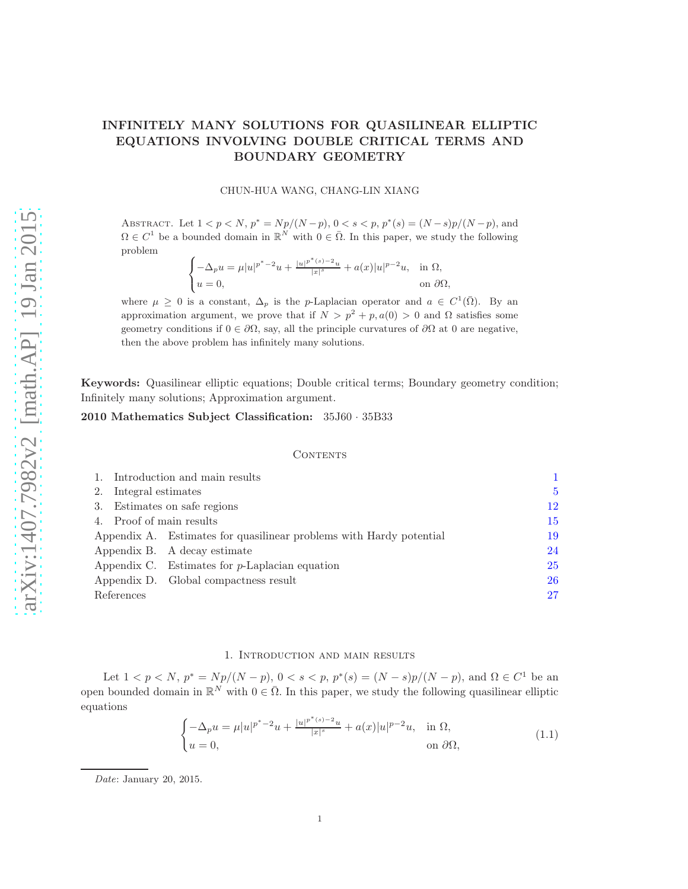# INFINITELY MANY SOLUTIONS FOR QUASILINEAR ELLIPTIC EQUATIONS INVOLVING DOUBLE CRITICAL TERMS AND BOUNDARY GEOMETRY

CHUN-HUA WANG, CHANG-LIN XIANG

Abstract. Let $1 < p < N$, $p^* = Np/(N-p)$, $0 < s < p$, $p^*(s) = (N-s)p/(N-p)$, and $\Omega \in C^1$ be a bounded domain in $\mathbb{R}^N$ with $0 \in \bar{\Omega}$. In this paper, we study the following problem

$$\begin{cases} -\Delta_p u = \mu |u|^{p^*-2}u + \frac{|u|^{p^*(s)-2}u}{|x|^s} + a(x)|u|^{p-2}u, & \text{in } \Omega, \\ u = 0, & \text{on } \partial\Omega, \end{cases}$$

where $\mu \geq 0$ is a constant, $\Delta_p$ is the $p$-Laplacian operator and $a \in C^1(\bar{\Omega})$. By an approximation argument, we prove that if $N > p^2 + p, a(0) > 0$ and $\Omega$ satisfies some geometry conditions if $0 \in \partial\Omega$, say, all the principle curvatures of $\partial\Omega$ at 0 are negative, then the above problem has infinitely many solutions.

**Keywords:** Quasilinear elliptic equations; Double critical terms; Boundary geometry condition; Infinitely many solutions; Approximation argument.

**2010 Mathematics Subject Classification:** 35J60 · 35B33

Contents

1. Introduction and main results — 1
2. Integral estimates — 5
3. Estimates on safe regions — 12
4. Proof of main results — 15

Appendix A. Estimates for quasilinear problems with Hardy potential — 19
Appendix B. A decay estimate — 24
Appendix C. Estimates for $p$-Laplacian equation — 25
Appendix D. Global compactness result — 26
References — 27

## 1. Introduction and main results

Let $1 < p < N$, $p^* = Np/(N-p)$, $0 < s < p$, $p^*(s) = (N-s)p/(N-p)$, and $\Omega \in C^1$ be an open bounded domain in $\mathbb{R}^N$ with $0 \in \bar{\Omega}$. In this paper, we study the following quasilinear elliptic equations

$$\begin{cases} -\Delta_p u = \mu |u|^{p^*-2}u + \frac{|u|^{p^*(s)-2}u}{|x|^s} + a(x)|u|^{p-2}u, & \text{in } \Omega, \\ u = 0, & \text{on } \partial\Omega, \end{cases} \tag{1.1}$$

*Date*: January 20, 2015.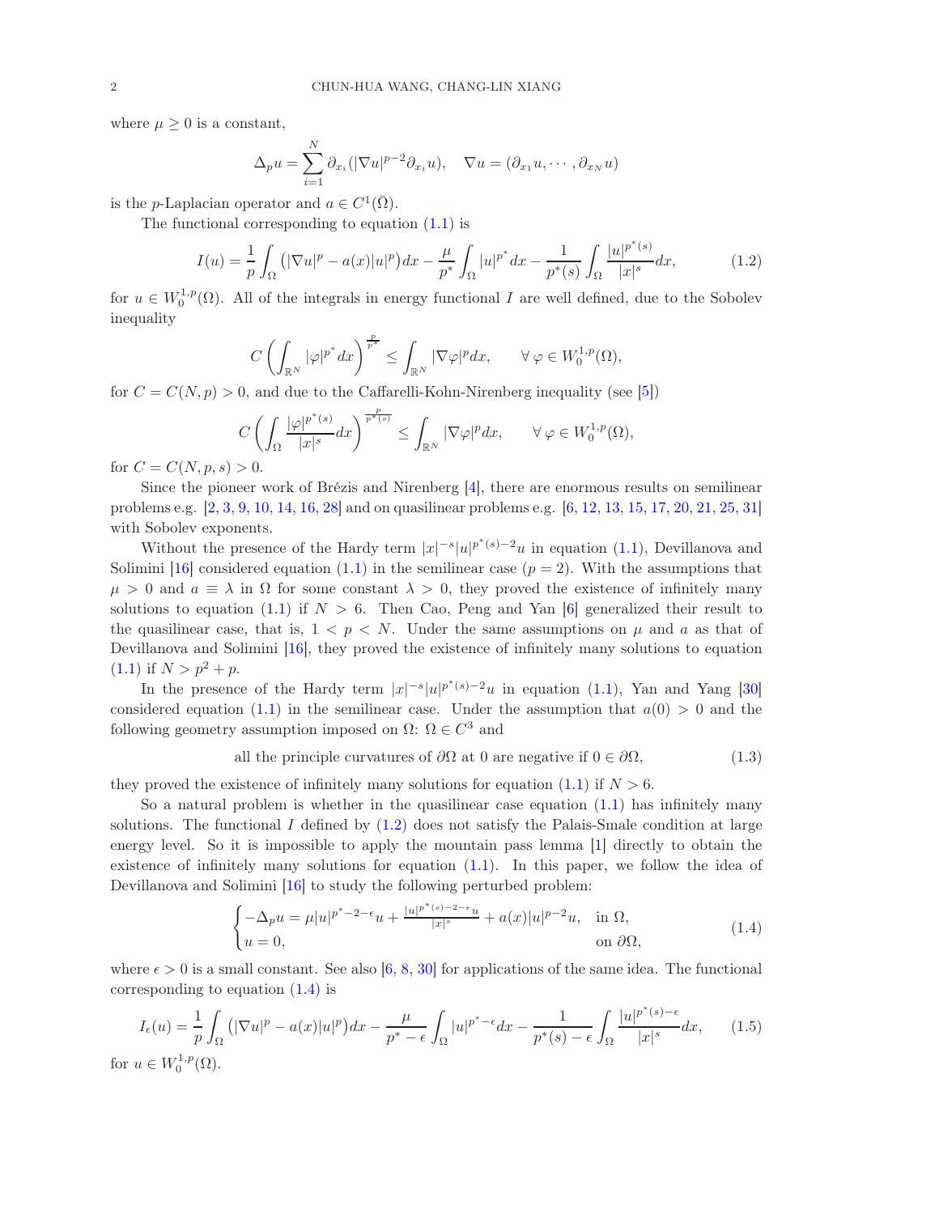where $\mu \geq 0$ is a constant,

$$\Delta_p u = \sum_{i=1}^N \partial_{x_i}(|\nabla u|^{p-2}\partial_{x_i} u), \quad \nabla u = (\partial_{x_1} u, \cdots, \partial_{x_N} u)$$

is the $p$-Laplacian operator and $a \in C^1(\bar{\Omega})$.

The functional corresponding to equation (1.1) is

$$I(u) = \frac{1}{p}\int_\Omega \big(|\nabla u|^p - a(x)|u|^p\big)dx - \frac{\mu}{p^*}\int_\Omega |u|^{p^*}dx - \frac{1}{p^*(s)}\int_\Omega \frac{|u|^{p^*(s)}}{|x|^s}dx, \tag{1.2}$$

for $u \in W_0^{1,p}(\Omega)$. All of the integrals in energy functional $I$ are well defined, due to the Sobolev inequality

$$C\left(\int_{\mathbb{R}^N} |\varphi|^{p^*}dx\right)^{\frac{p}{p^*}} \leq \int_{\mathbb{R}^N} |\nabla \varphi|^p dx, \qquad \forall\, \varphi \in W_0^{1,p}(\Omega),$$

for $C = C(N,p) > 0$, and due to the Caffarelli-Kohn-Nirenberg inequality (see [5])

$$C\left(\int_\Omega \frac{|\varphi|^{p^*(s)}}{|x|^s}dx\right)^{\frac{p}{p^*(s)}} \leq \int_{\mathbb{R}^N} |\nabla \varphi|^p dx, \qquad \forall\, \varphi \in W_0^{1,p}(\Omega),$$

for $C = C(N,p,s) > 0$.

Since the pioneer work of Brézis and Nirenberg [4], there are enormous results on semilinear problems e.g. [2, 3, 9, 10, 14, 16, 28] and on quasilinear problems e.g. [6, 12, 13, 15, 17, 20, 21, 25, 31] with Sobolev exponents.

Without the presence of the Hardy term $|x|^{-s}|u|^{p^*(s)-2}u$ in equation (1.1), Devillanova and Solimini [16] considered equation (1.1) in the semilinear case ($p = 2$). With the assumptions that $\mu > 0$ and $a \equiv \lambda$ in $\Omega$ for some constant $\lambda > 0$, they proved the existence of infinitely many solutions to equation (1.1) if $N > 6$. Then Cao, Peng and Yan [6] generalized their result to the quasilinear case, that is, $1 < p < N$. Under the same assumptions on $\mu$ and $a$ as that of Devillanova and Solimini [16], they proved the existence of infinitely many solutions to equation (1.1) if $N > p^2 + p$.

In the presence of the Hardy term $|x|^{-s}|u|^{p^*(s)-2}u$ in equation (1.1), Yan and Yang [30] considered equation (1.1) in the semilinear case. Under the assumption that $a(0) > 0$ and the following geometry assumption imposed on $\Omega$: $\Omega \in C^3$ and

$$\text{all the principle curvatures of } \partial\Omega \text{ at } 0 \text{ are negative if } 0 \in \partial\Omega, \tag{1.3}$$

they proved the existence of infinitely many solutions for equation (1.1) if $N > 6$.

So a natural problem is whether in the quasilinear case equation (1.1) has infinitely many solutions. The functional $I$ defined by (1.2) does not satisfy the Palais-Smale condition at large energy level. So it is impossible to apply the mountain pass lemma [1] directly to obtain the existence of infinitely many solutions for equation (1.1). In this paper, we follow the idea of Devillanova and Solimini [16] to study the following perturbed problem:

$$\begin{cases} -\Delta_p u = \mu |u|^{p^*-2-\epsilon}u + \frac{|u|^{p^*(s)-2-\epsilon}u}{|x|^s} + a(x)|u|^{p-2}u, & \text{in } \Omega, \\ u = 0, & \text{on } \partial\Omega, \end{cases} \tag{1.4}$$

where $\epsilon > 0$ is a small constant. See also [6, 8, 30] for applications of the same idea. The functional corresponding to equation (1.4) is

$$I_\epsilon(u) = \frac{1}{p}\int_\Omega \big(|\nabla u|^p - a(x)|u|^p\big)dx - \frac{\mu}{p^*-\epsilon}\int_\Omega |u|^{p^*-\epsilon}dx - \frac{1}{p^*(s)-\epsilon}\int_\Omega \frac{|u|^{p^*(s)-\epsilon}}{|x|^s}dx, \tag{1.5}$$

for $u \in W_0^{1,p}(\Omega)$.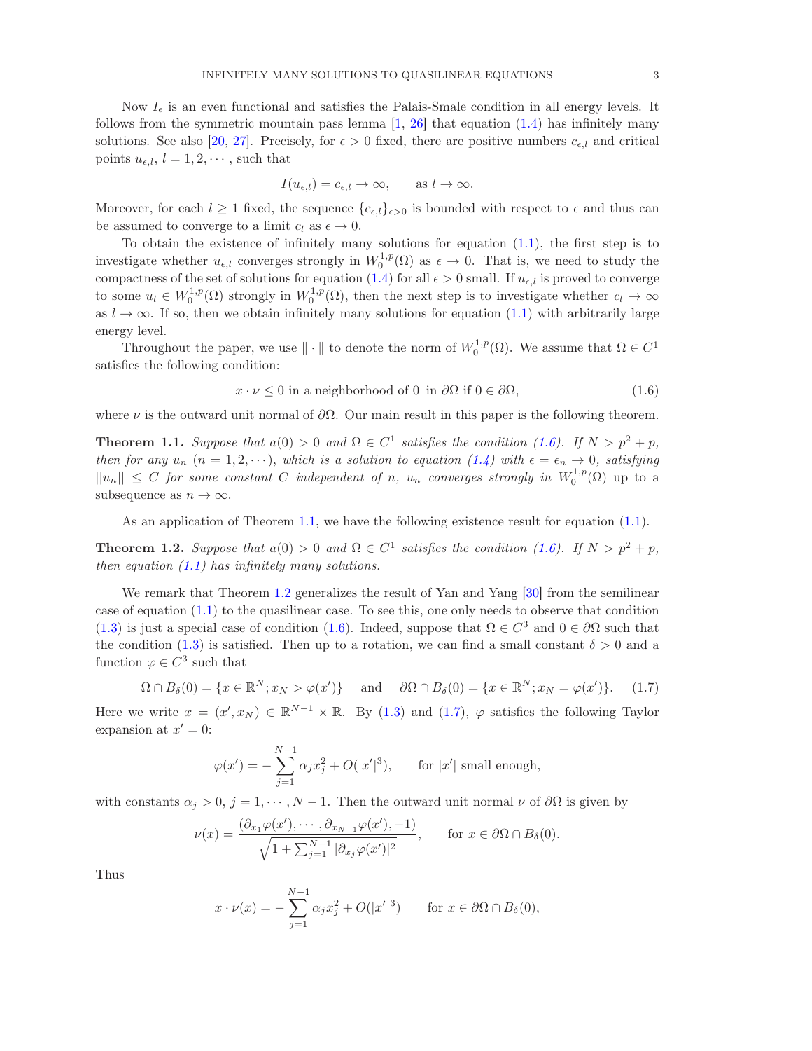Now $I_\epsilon$ is an even functional and satisfies the Palais-Smale condition in all energy levels. It follows from the symmetric mountain pass lemma [1, 26] that equation (1.4) has infinitely many solutions. See also [20, 27]. Precisely, for $\epsilon > 0$ fixed, there are positive numbers $c_{\epsilon,l}$ and critical points $u_{\epsilon,l}$, $l = 1, 2, \cdots$, such that

$$I(u_{\epsilon,l}) = c_{\epsilon,l} \to \infty, \qquad \text{as } l \to \infty.$$

Moreover, for each $l \geq 1$ fixed, the sequence $\{c_{\epsilon,l}\}_{\epsilon>0}$ is bounded with respect to $\epsilon$ and thus can be assumed to converge to a limit $c_l$ as $\epsilon \to 0$.

To obtain the existence of infinitely many solutions for equation (1.1), the first step is to investigate whether $u_{\epsilon,l}$ converges strongly in $W_0^{1,p}(\Omega)$ as $\epsilon \to 0$. That is, we need to study the compactness of the set of solutions for equation (1.4) for all $\epsilon > 0$ small. If $u_{\epsilon,l}$ is proved to converge to some $u_l \in W_0^{1,p}(\Omega)$ strongly in $W_0^{1,p}(\Omega)$, then the next step is to investigate whether $c_l \to \infty$ as $l \to \infty$. If so, then we obtain infinitely many solutions for equation (1.1) with arbitrarily large energy level.

Throughout the paper, we use $\| \cdot \|$ to denote the norm of $W_0^{1,p}(\Omega)$. We assume that $\Omega \in C^1$ satisfies the following condition:

$$x \cdot \nu \leq 0 \text{ in a neighborhood of } 0 \text{ in } \partial\Omega \text{ if } 0 \in \partial\Omega, \tag{1.6}$$

where $\nu$ is the outward unit normal of $\partial\Omega$. Our main result in this paper is the following theorem.

**Theorem 1.1.** *Suppose that $a(0) > 0$ and $\Omega \in C^1$ satisfies the condition (1.6). If $N > p^2 + p$, then for any $u_n$ $(n = 1, 2, \cdots)$, which is a solution to equation (1.4) with $\epsilon = \epsilon_n \to 0$, satisfying $||u_n|| \leq C$ for some constant $C$ independent of $n$, $u_n$ converges strongly in $W_0^{1,p}(\Omega)$ up to a subsequence as $n \to \infty$.*

As an application of Theorem 1.1, we have the following existence result for equation (1.1).

**Theorem 1.2.** *Suppose that $a(0) > 0$ and $\Omega \in C^1$ satisfies the condition (1.6). If $N > p^2 + p$, then equation (1.1) has infinitely many solutions.*

We remark that Theorem 1.2 generalizes the result of Yan and Yang [30] from the semilinear case of equation (1.1) to the quasilinear case. To see this, one only needs to observe that condition (1.3) is just a special case of condition (1.6). Indeed, suppose that $\Omega \in C^3$ and $0 \in \partial\Omega$ such that the condition (1.3) is satisfied. Then up to a rotation, we can find a small constant $\delta > 0$ and a function $\varphi \in C^3$ such that

$$\Omega \cap B_\delta(0) = \{x \in \mathbb{R}^N; x_N > \varphi(x')\} \quad \text{ and } \quad \partial\Omega \cap B_\delta(0) = \{x \in \mathbb{R}^N; x_N = \varphi(x')\}. \tag{1.7}$$

Here we write $x = (x', x_N) \in \mathbb{R}^{N-1} \times \mathbb{R}$. By (1.3) and (1.7), $\varphi$ satisfies the following Taylor expansion at $x' = 0$:

$$\varphi(x') = -\sum_{j=1}^{N-1} \alpha_j x_j^2 + O(|x'|^3), \qquad \text{for } |x'| \text{ small enough,}$$

with constants $\alpha_j > 0$, $j = 1, \cdots, N-1$. Then the outward unit normal $\nu$ of $\partial\Omega$ is given by

$$\nu(x) = \frac{(\partial_{x_1}\varphi(x'), \cdots, \partial_{x_{N-1}}\varphi(x'), -1)}{\sqrt{1 + \sum_{j=1}^{N-1} |\partial_{x_j}\varphi(x')|^2}}, \qquad \text{for } x \in \partial\Omega \cap B_\delta(0).$$

Thus

$$x \cdot \nu(x) = -\sum_{j=1}^{N-1} \alpha_j x_j^2 + O(|x'|^3) \qquad \text{for } x \in \partial\Omega \cap B_\delta(0),$$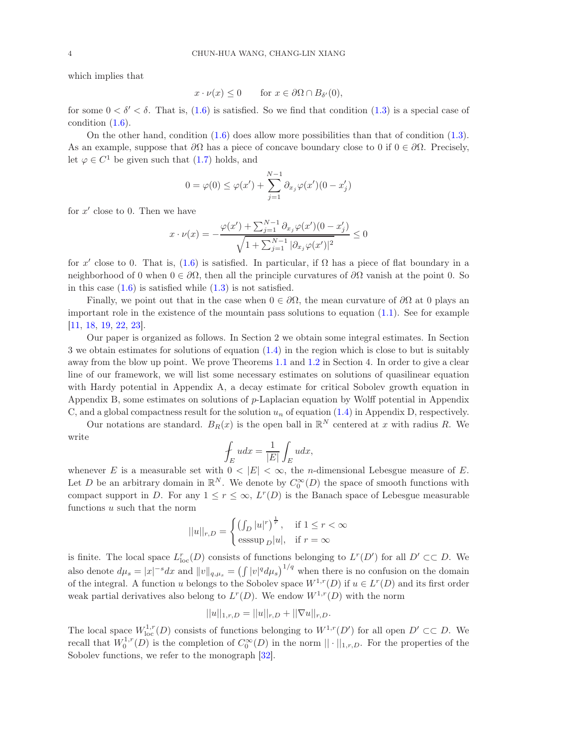which implies that

$$x \cdot \nu(x) \leq 0 \qquad \text{for } x \in \partial\Omega \cap B_{\delta'}(0),$$

for some $0 < \delta' < \delta$. That is, (1.6) is satisfied. So we find that condition (1.3) is a special case of condition (1.6).

On the other hand, condition (1.6) does allow more possibilities than that of condition (1.3). As an example, suppose that $\partial\Omega$ has a piece of concave boundary close to 0 if $0 \in \partial\Omega$. Precisely, let $\varphi \in C^1$ be given such that (1.7) holds, and

$$0 = \varphi(0) \leq \varphi(x') + \sum_{j=1}^{N-1} \partial_{x_j}\varphi(x')(0 - x_j')$$

for $x'$ close to 0. Then we have

$$x \cdot \nu(x) = -\frac{\varphi(x') + \sum_{j=1}^{N-1} \partial_{x_j}\varphi(x')(0 - x_j')}{\sqrt{1 + \sum_{j=1}^{N-1} |\partial_{x_j}\varphi(x')|^2}} \leq 0$$

for $x'$ close to 0. That is, (1.6) is satisfied. In particular, if $\Omega$ has a piece of flat boundary in a neighborhood of 0 when $0 \in \partial\Omega$, then all the principle curvatures of $\partial\Omega$ vanish at the point 0. So in this case (1.6) is satisfied while (1.3) is not satisfied.

Finally, we point out that in the case when $0 \in \partial\Omega$, the mean curvature of $\partial\Omega$ at 0 plays an important role in the existence of the mountain pass solutions to equation (1.1). See for example [11, 18, 19, 22, 23].

Our paper is organized as follows. In Section 2 we obtain some integral estimates. In Section 3 we obtain estimates for solutions of equation (1.4) in the region which is close to but is suitably away from the blow up point. We prove Theorems 1.1 and 1.2 in Section 4. In order to give a clear line of our framework, we will list some necessary estimates on solutions of quasilinear equation with Hardy potential in Appendix A, a decay estimate for critical Sobolev growth equation in Appendix B, some estimates on solutions of $p$-Laplacian equation by Wolff potential in Appendix C, and a global compactness result for the solution $u_n$ of equation (1.4) in Appendix D, respectively.

Our notations are standard. $B_R(x)$ is the open ball in $\mathbb{R}^N$ centered at $x$ with radius $R$. We write

$$⨍_E u dx = \frac{1}{|E|}\int_E u dx,$$

whenever $E$ is a measurable set with $0 < |E| < \infty$, the $n$-dimensional Lebesgue measure of $E$. Let $D$ be an arbitrary domain in $\mathbb{R}^N$. We denote by $C_0^\infty(D)$ the space of smooth functions with compact support in $D$. For any $1 \leq r \leq \infty$, $L^r(D)$ is the Banach space of Lebesgue measurable functions $u$ such that the norm

$$||u||_{r,D} = \begin{cases} \left(\int_D |u|^r\right)^{\frac{1}{r}}, & \text{if } 1 \leq r < \infty \\ \text{esssup}_D |u|, & \text{if } r = \infty \end{cases}$$

is finite. The local space $L^r_{\text{loc}}(D)$ consists of functions belonging to $L^r(D')$ for all $D' \subset\subset D$. We also denote $d\mu_s = |x|^{-s}dx$ and $\|v\|_{q,\mu_s} = \left(\int |v|^q d\mu_s\right)^{1/q}$ when there is no confusion on the domain of the integral. A function $u$ belongs to the Sobolev space $W^{1,r}(D)$ if $u \in L^r(D)$ and its first order weak partial derivatives also belong to $L^r(D)$. We endow $W^{1,r}(D)$ with the norm

$$||u||_{1,r,D} = ||u||_{r,D} + ||\nabla u||_{r,D}.$$

The local space $W^{1,r}_{\text{loc}}(D)$ consists of functions belonging to $W^{1,r}(D')$ for all open $D' \subset\subset D$. We recall that $W^{1,r}_0(D)$ is the completion of $C_0^\infty(D)$ in the norm $||\cdot||_{1,r,D}$. For the properties of the Sobolev functions, we refer to the monograph [32].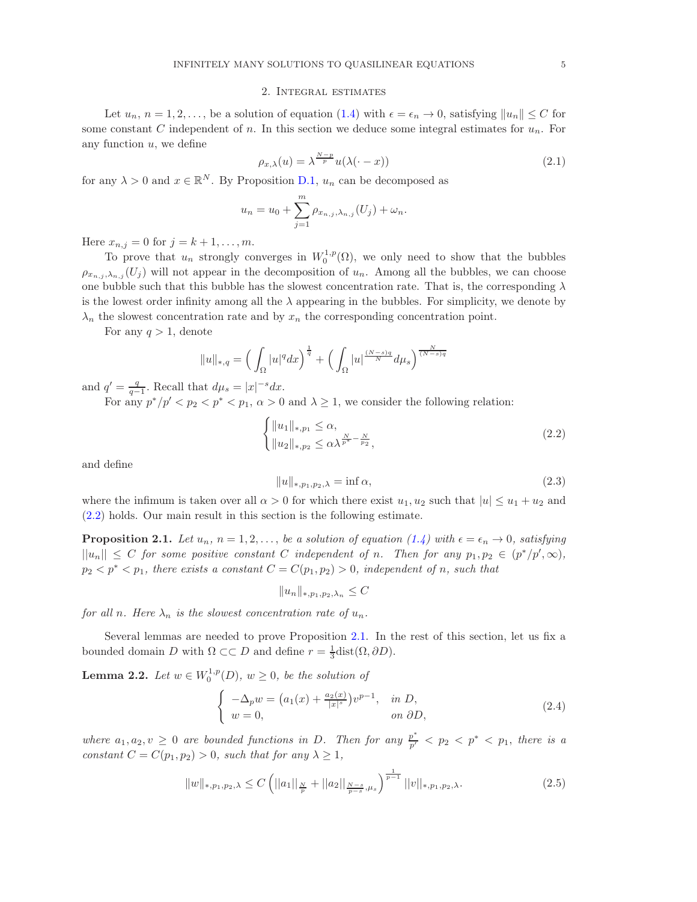## 2. Integral estimates

Let $u_n$, $n = 1, 2, \ldots$, be a solution of equation (1.4) with $\epsilon = \epsilon_n \to 0$, satisfying $\|u_n\| \le C$ for some constant $C$ independent of $n$. In this section we deduce some integral estimates for $u_n$. For any function $u$, we define

$$\rho_{x,\lambda}(u) = \lambda^{\frac{N-p}{p}} u(\lambda(\cdot - x)) \tag{2.1}$$

for any $\lambda > 0$ and $x \in \mathbb{R}^N$. By Proposition D.1, $u_n$ can be decomposed as

$$u_n = u_0 + \sum_{j=1}^{m} \rho_{x_{n,j},\lambda_{n,j}}(U_j) + \omega_n.$$

Here $x_{n,j} = 0$ for $j = k+1, \ldots, m$.

To prove that $u_n$ strongly converges in $W_0^{1,p}(\Omega)$, we only need to show that the bubbles $\rho_{x_{n,j},\lambda_{n,j}}(U_j)$ will not appear in the decomposition of $u_n$. Among all the bubbles, we can choose one bubble such that this bubble has the slowest concentration rate. That is, the corresponding $\lambda$ is the lowest order infinity among all the $\lambda$ appearing in the bubbles. For simplicity, we denote by $\lambda_n$ the slowest concentration rate and by $x_n$ the corresponding concentration point.

For any $q > 1$, denote

$$\|u\|_{*,q} = \Big( \int_\Omega |u|^q dx \Big)^{\frac{1}{q}} + \Big( \int_\Omega |u|^{\frac{(N-s)q}{N}} d\mu_s \Big)^{\frac{N}{(N-s)q}}$$

and $q' = \frac{q}{q-1}$. Recall that $d\mu_s = |x|^{-s} dx$.

For any $p^*/p' < p_2 < p^* < p_1$, $\alpha > 0$ and $\lambda \ge 1$, we consider the following relation:

$$\begin{cases} \|u_1\|_{*,p_1} \le \alpha, \\ \|u_2\|_{*,p_2} \le \alpha \lambda^{\frac{N}{p^*} - \frac{N}{p_2}}, \end{cases} \tag{2.2}$$

and define

$$\|u\|_{*,p_1,p_2,\lambda} = \inf \alpha, \tag{2.3}$$

where the infimum is taken over all $\alpha > 0$ for which there exist $u_1, u_2$ such that $|u| \le u_1 + u_2$ and (2.2) holds. Our main result in this section is the following estimate.

**Proposition 2.1.** *Let $u_n$, $n = 1, 2, \ldots$, be a solution of equation (1.4) with $\epsilon = \epsilon_n \to 0$, satisfying $||u_n|| \le C$ for some positive constant $C$ independent of $n$. Then for any $p_1, p_2 \in (p^*/p', \infty)$, $p_2 < p^* < p_1$, there exists a constant $C = C(p_1, p_2) > 0$, independent of $n$, such that*

$$\|u_n\|_{*,p_1,p_2,\lambda_n} \le C$$

*for all $n$. Here $\lambda_n$ is the slowest concentration rate of $u_n$.*

Several lemmas are needed to prove Proposition 2.1. In the rest of this section, let us fix a bounded domain $D$ with $\Omega \subset\subset D$ and define $r = \frac{1}{3}\mathrm{dist}(\Omega, \partial D)$.

**Lemma 2.2.** *Let $w \in W_0^{1,p}(D)$, $w \ge 0$, be the solution of*

$$\begin{cases} -\Delta_p w = \big(a_1(x) + \frac{a_2(x)}{|x|^s}\big) v^{p-1}, & \text{in } D, \\ w = 0, & \text{on } \partial D, \end{cases} \tag{2.4}$$

*where $a_1, a_2, v \ge 0$ are bounded functions in $D$. Then for any $\frac{p^*}{p'} < p_2 < p^* < p_1$, there is a constant $C = C(p_1, p_2) > 0$, such that for any $\lambda \ge 1$,*

$$\|w\|_{*,p_1,p_2,\lambda} \le C \left( ||a_1||_{\frac{N}{p}} + ||a_2||_{\frac{N-s}{p-s},\mu_s} \right)^{\frac{1}{p-1}} ||v||_{*,p_1,p_2,\lambda}. \tag{2.5}$$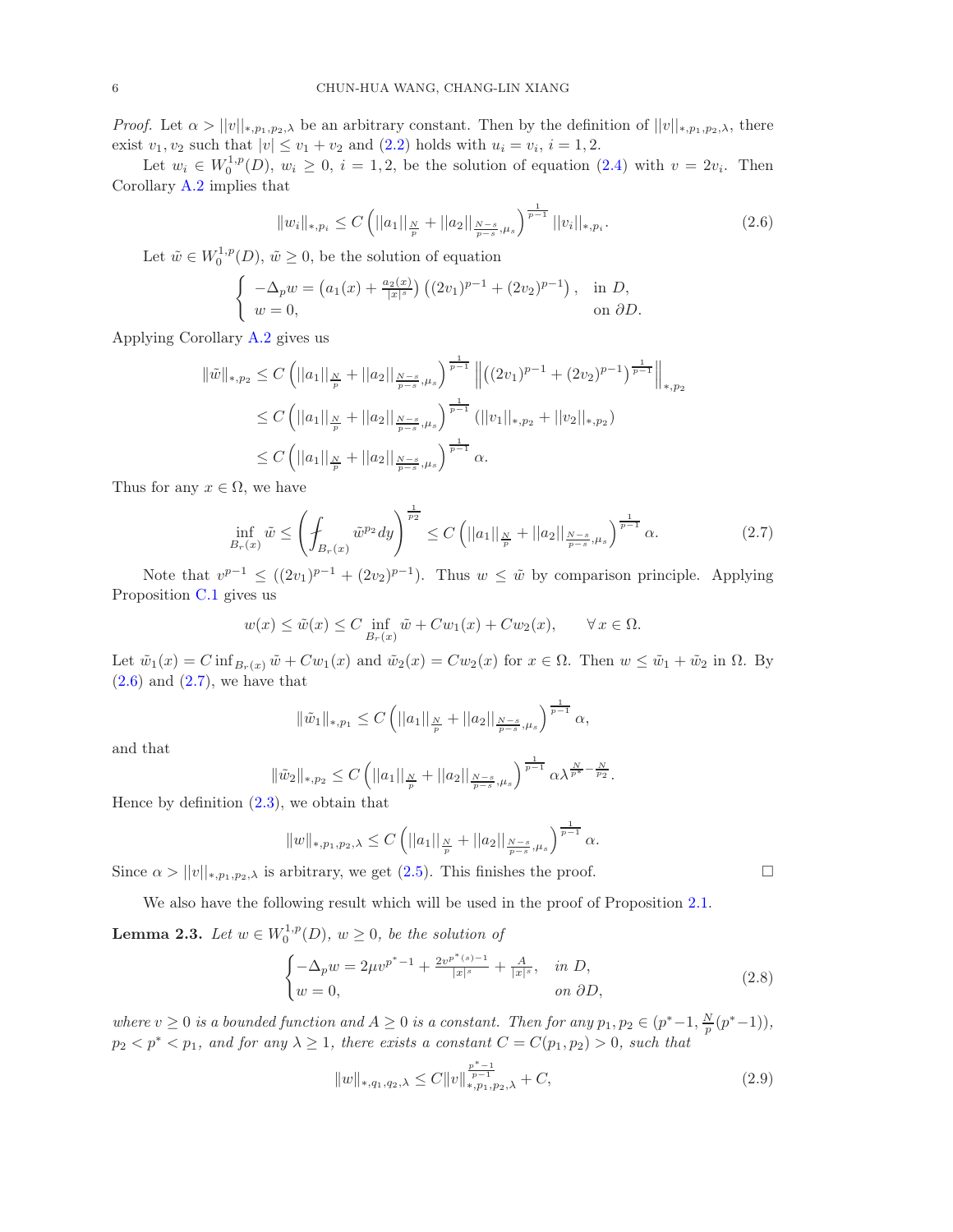*Proof.* Let $\alpha > ||v||_{*,p_1,p_2,\lambda}$ be an arbitrary constant. Then by the definition of $||v||_{*,p_1,p_2,\lambda}$, there exist $v_1, v_2$ such that $|v| \le v_1 + v_2$ and (2.2) holds with $u_i = v_i$, $i = 1, 2$.

Let $w_i \in W_0^{1,p}(D)$, $w_i \ge 0$, $i = 1, 2$, be the solution of equation (2.4) with $v = 2v_i$. Then Corollary A.2 implies that

$$\|w_i\|_{*,p_i} \le C\left(||a_1||_{\frac{N}{p}} + ||a_2||_{\frac{N-s}{p-s},\mu_s}\right)^{\frac{1}{p-1}} ||v_i||_{*,p_i}. \tag{2.6}$$

Let $\tilde{w} \in W_0^{1,p}(D)$, $\tilde{w} \ge 0$, be the solution of equation

$$\begin{cases} -\Delta_p w = \left(a_1(x) + \frac{a_2(x)}{|x|^s}\right)\left((2v_1)^{p-1} + (2v_2)^{p-1}\right), & \text{in } D, \\ w = 0, & \text{on } \partial D. \end{cases}$$

Applying Corollary A.2 gives us

$$\begin{aligned} \|\tilde{w}\|_{*,p_2} &\le C\left(||a_1||_{\frac{N}{p}} + ||a_2||_{\frac{N-s}{p-s},\mu_s}\right)^{\frac{1}{p-1}} \left\|\left((2v_1)^{p-1} + (2v_2)^{p-1}\right)^{\frac{1}{p-1}}\right\|_{*,p_2} \\ &\le C\left(||a_1||_{\frac{N}{p}} + ||a_2||_{\frac{N-s}{p-s},\mu_s}\right)^{\frac{1}{p-1}} \left(||v_1||_{*,p_2} + ||v_2||_{*,p_2}\right) \\ &\le C\left(||a_1||_{\frac{N}{p}} + ||a_2||_{\frac{N-s}{p-s},\mu_s}\right)^{\frac{1}{p-1}} \alpha. \end{aligned}$$

Thus for any $x \in \Omega$, we have

$$\inf_{B_r(x)} \tilde{w} \le \left(\fint_{B_r(x)} \tilde{w}^{p_2} dy\right)^{\frac{1}{p_2}} \le C\left(||a_1||_{\frac{N}{p}} + ||a_2||_{\frac{N-s}{p-s},\mu_s}\right)^{\frac{1}{p-1}} \alpha. \tag{2.7}$$

Note that $v^{p-1} \le ((2v_1)^{p-1} + (2v_2)^{p-1})$. Thus $w \le \tilde{w}$ by comparison principle. Applying Proposition C.1 gives us

$$w(x) \le \tilde{w}(x) \le C \inf_{B_r(x)} \tilde{w} + Cw_1(x) + Cw_2(x), \qquad \forall\, x \in \Omega.$$

Let $\tilde{w}_1(x) = C\inf_{B_r(x)} \tilde{w} + Cw_1(x)$ and $\tilde{w}_2(x) = Cw_2(x)$ for $x \in \Omega$. Then $w \le \tilde{w}_1 + \tilde{w}_2$ in $\Omega$. By (2.6) and (2.7), we have that

$$\|\tilde{w}_1\|_{*,p_1} \le C\left(||a_1||_{\frac{N}{p}} + ||a_2||_{\frac{N-s}{p-s},\mu_s}\right)^{\frac{1}{p-1}} \alpha,$$

and that

$$\|\tilde{w}_2\|_{*,p_2} \le C\left(||a_1||_{\frac{N}{p}} + ||a_2||_{\frac{N-s}{p-s},\mu_s}\right)^{\frac{1}{p-1}} \alpha \lambda^{\frac{N}{p^*} - \frac{N}{p_2}}.$$

Hence by definition (2.3), we obtain that

$$\|w\|_{*,p_1,p_2,\lambda} \le C\left(||a_1||_{\frac{N}{p}} + ||a_2||_{\frac{N-s}{p-s},\mu_s}\right)^{\frac{1}{p-1}} \alpha.$$

Since $\alpha > ||v||_{*,p_1,p_2,\lambda}$ is arbitrary, we get (2.5). This finishes the proof. $\square$

We also have the following result which will be used in the proof of Proposition 2.1.

**Lemma 2.3.** *Let $w \in W_0^{1,p}(D)$, $w \ge 0$, be the solution of*

$$\begin{cases} -\Delta_p w = 2\mu v^{p^*-1} + \frac{2v^{p^*(s)-1}}{|x|^s} + \frac{A}{|x|^s}, & \text{in } D, \\ w = 0, & \text{on } \partial D, \end{cases} \tag{2.8}$$

*where $v \ge 0$ is a bounded function and $A \ge 0$ is a constant. Then for any $p_1, p_2 \in (p^*-1, \frac{N}{p}(p^*-1))$, $p_2 < p^* < p_1$, and for any $\lambda \ge 1$, there exists a constant $C = C(p_1, p_2) > 0$, such that*

$$\|w\|_{*,q_1,q_2,\lambda} \le C\|v\|_{*,p_1,p_2,\lambda}^{\frac{p^*-1}{p-1}} + C, \tag{2.9}$$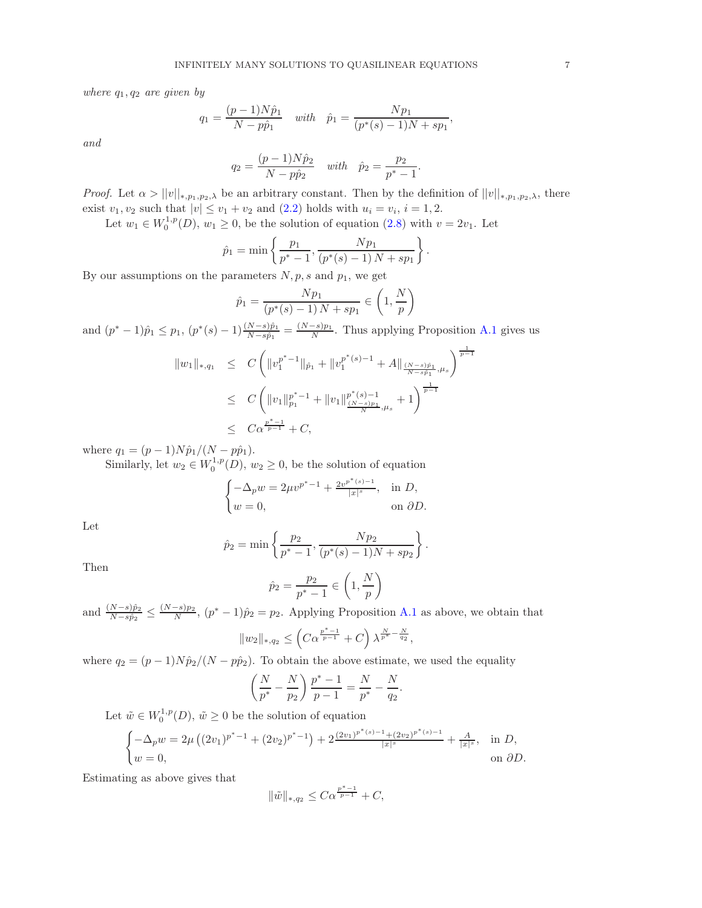*where $q_1, q_2$ are given by*

$$q_1 = \frac{(p-1)N\hat{p}_1}{N - p\hat{p}_1} \quad \textit{with} \quad \hat{p}_1 = \frac{Np_1}{(p^*(s)-1)N + sp_1},$$

*and*

$$q_2 = \frac{(p-1)N\hat{p}_2}{N - p\hat{p}_2} \quad \textit{with} \quad \hat{p}_2 = \frac{p_2}{p^*-1}.$$

*Proof.* Let $\alpha > ||v||_{*,p_1,p_2,\lambda}$ be an arbitrary constant. Then by the definition of $||v||_{*,p_1,p_2,\lambda}$, there exist $v_1, v_2$ such that $|v| \le v_1 + v_2$ and (2.2) holds with $u_i = v_i$, $i = 1, 2$.

Let $w_1 \in W_0^{1,p}(D)$, $w_1 \ge 0$, be the solution of equation (2.8) with $v = 2v_1$. Let

$$\hat{p}_1 = \min\left\{ \frac{p_1}{p^*-1}, \frac{Np_1}{(p^*(s)-1)N + sp_1} \right\}.$$

By our assumptions on the parameters $N, p, s$ and $p_1$, we get

$$\hat{p}_1 = \frac{Np_1}{(p^*(s)-1)N + sp_1} \in \left(1, \frac{N}{p}\right)$$

and $(p^*-1)\hat{p}_1 \le p_1$, $(p^*(s)-1)\frac{(N-s)\hat{p}_1}{N-s\hat{p}_1} = \frac{(N-s)p_1}{N}$. Thus applying Proposition A.1 gives us

$$\begin{aligned}
\|w_1\|_{*,q_1} &\le C\left( \|v_1^{p^*-1}\|_{\hat{p}_1} + \|v_1^{p^*(s)-1} + A\|_{\frac{(N-s)\hat{p}_1}{N-s\hat{p}_1},\mu_s} \right)^{\frac{1}{p-1}} \\
&\le C\left( \|v_1\|_{p_1}^{p^*-1} + \|v_1\|_{\frac{(N-s)p_1}{N},\mu_s}^{p^*(s)-1} + 1 \right)^{\frac{1}{p-1}} \\
&\le C\alpha^{\frac{p^*-1}{p-1}} + C,
\end{aligned}$$

where $q_1 = (p-1)N\hat{p}_1/(N - p\hat{p}_1)$.

Similarly, let $w_2 \in W_0^{1,p}(D)$, $w_2 \ge 0$, be the solution of equation

$$\begin{cases} -\Delta_p w = 2\mu v^{p^*-1} + \frac{2v^{p^*(s)-1}}{|x|^s}, & \text{in } D, \\ w = 0, & \text{on } \partial D. \end{cases}$$

Let

$$\hat{p}_2 = \min\left\{ \frac{p_2}{p^*-1}, \frac{Np_2}{(p^*(s)-1)N + sp_2} \right\}.$$

Then

$$\hat{p}_2 = \frac{p_2}{p^*-1} \in \left(1, \frac{N}{p}\right)$$

and $\frac{(N-s)\hat{p}_2}{N-s\hat{p}_2} \le \frac{(N-s)p_2}{N}$, $(p^*-1)\hat{p}_2 = p_2$. Applying Proposition A.1 as above, we obtain that

$$\|w_2\|_{*,q_2} \le \left( C\alpha^{\frac{p^*-1}{p-1}} + C \right) \lambda^{\frac{N}{p^*} - \frac{N}{q_2}},$$

where $q_2 = (p-1)N\hat{p}_2/(N - p\hat{p}_2)$. To obtain the above estimate, we used the equality

$$\left( \frac{N}{p^*} - \frac{N}{p_2} \right) \frac{p^*-1}{p-1} = \frac{N}{p^*} - \frac{N}{q_2}.$$

Let $\tilde{w} \in W_0^{1,p}(D)$, $\tilde{w} \ge 0$ be the solution of equation

$$\begin{cases} -\Delta_p w = 2\mu\left( (2v_1)^{p^*-1} + (2v_2)^{p^*-1} \right) + 2\frac{(2v_1)^{p^*(s)-1} + (2v_2)^{p^*(s)-1}}{|x|^s} + \frac{A}{|x|^s}, & \text{in } D, \\ w = 0, & \text{on } \partial D. \end{cases}$$

Estimating as above gives that

$$\|\tilde{w}\|_{*,q_2} \le C\alpha^{\frac{p^*-1}{p-1}} + C,$$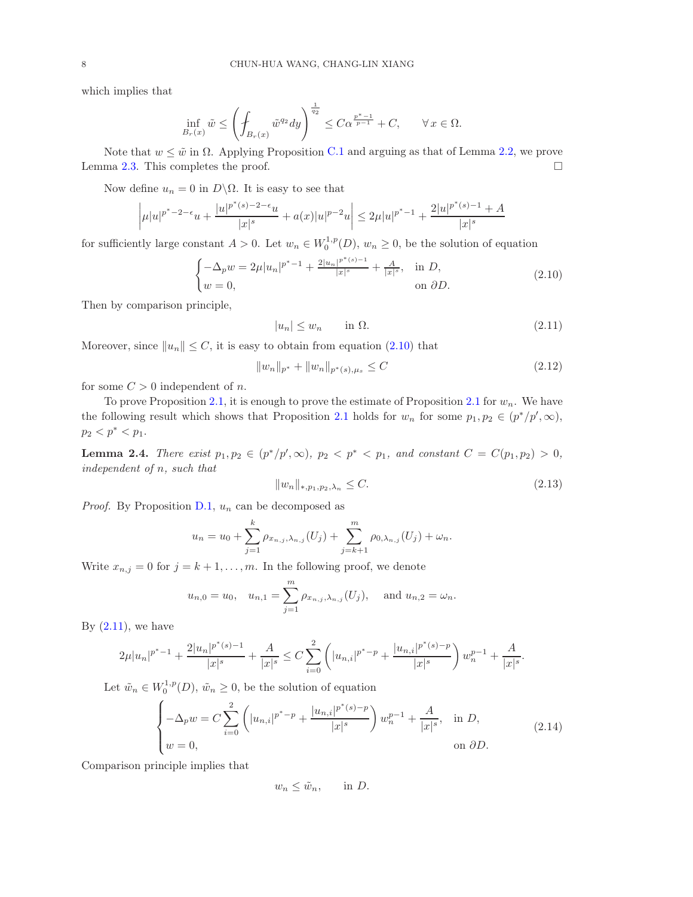which implies that

$$\inf_{B_r(x)} \tilde{w} \le \left( \fint_{B_r(x)} \tilde{w}^{q_2} dy \right)^{\frac{1}{q_2}} \le C\alpha^{\frac{p^*-1}{p-1}} + C, \qquad \forall\, x \in \Omega.$$

Note that $w \le \tilde{w}$ in $\Omega$. Applying Proposition C.1 and arguing as that of Lemma 2.2, we prove Lemma 2.3. This completes the proof. □

Now define $u_n = 0$ in $D\backslash\Omega$. It is easy to see that

$$\left| \mu |u|^{p^*-2-\epsilon} u + \frac{|u|^{p^*(s)-2-\epsilon} u}{|x|^s} + a(x)|u|^{p-2}u \right| \le 2\mu |u|^{p^*-1} + \frac{2|u|^{p^*(s)-1} + A}{|x|^s}$$

for sufficiently large constant $A > 0$. Let $w_n \in W_0^{1,p}(D)$, $w_n \ge 0$, be the solution of equation

$$\begin{cases} -\Delta_p w = 2\mu |u_n|^{p^*-1} + \frac{2|u_n|^{p^*(s)-1}}{|x|^s} + \frac{A}{|x|^s}, & \text{in } D, \\ w = 0, & \text{on } \partial D. \end{cases} \tag{2.10}$$

Then by comparison principle,

$$|u_n| \le w_n \qquad \text{in } \Omega. \tag{2.11}$$

Moreover, since $\|u_n\| \le C$, it is easy to obtain from equation (2.10) that

$$\|w_n\|_{p^*} + \|w_n\|_{p^*(s),\mu_s} \le C \tag{2.12}$$

for some $C > 0$ independent of $n$.

To prove Proposition 2.1, it is enough to prove the estimate of Proposition 2.1 for $w_n$. We have the following result which shows that Proposition 2.1 holds for $w_n$ for some $p_1, p_2 \in (p^*/p', \infty)$, $p_2 < p^* < p_1$.

**Lemma 2.4.** *There exist $p_1, p_2 \in (p^*/p', \infty)$, $p_2 < p^* < p_1$, and constant $C = C(p_1, p_2) > 0$, independent of $n$, such that*

$$\|w_n\|_{*,p_1,p_2,\lambda_n} \le C. \tag{2.13}$$

*Proof.* By Proposition D.1, $u_n$ can be decomposed as

$$u_n = u_0 + \sum_{j=1}^{k} \rho_{x_{n,j},\lambda_{n,j}}(U_j) + \sum_{j=k+1}^{m} \rho_{0,\lambda_{n,j}}(U_j) + \omega_n.$$

Write $x_{n,j} = 0$ for $j = k+1, \ldots, m$. In the following proof, we denote

$$u_{n,0} = u_0, \quad u_{n,1} = \sum_{j=1}^{m} \rho_{x_{n,j},\lambda_{n,j}}(U_j), \quad \text{ and } u_{n,2} = \omega_n.$$

By (2.11), we have

$$2\mu |u_n|^{p^*-1} + \frac{2|u_n|^{p^*(s)-1}}{|x|^s} + \frac{A}{|x|^s} \le C \sum_{i=0}^{2} \left( |u_{n,i}|^{p^*-p} + \frac{|u_{n,i}|^{p^*(s)-p}}{|x|^s} \right) w_n^{p-1} + \frac{A}{|x|^s}.$$

Let $\tilde{w}_n \in W_0^{1,p}(D)$, $\tilde{w}_n \ge 0$, be the solution of equation

$$\begin{cases} -\Delta_p w = C \displaystyle\sum_{i=0}^{2} \left( |u_{n,i}|^{p^*-p} + \frac{|u_{n,i}|^{p^*(s)-p}}{|x|^s} \right) w_n^{p-1} + \frac{A}{|x|^s}, & \text{in } D, \\ w = 0, & \text{on } \partial D. \end{cases} \tag{2.14}$$

Comparison principle implies that

$$w_n \le \tilde{w}_n, \qquad \text{in } D.$$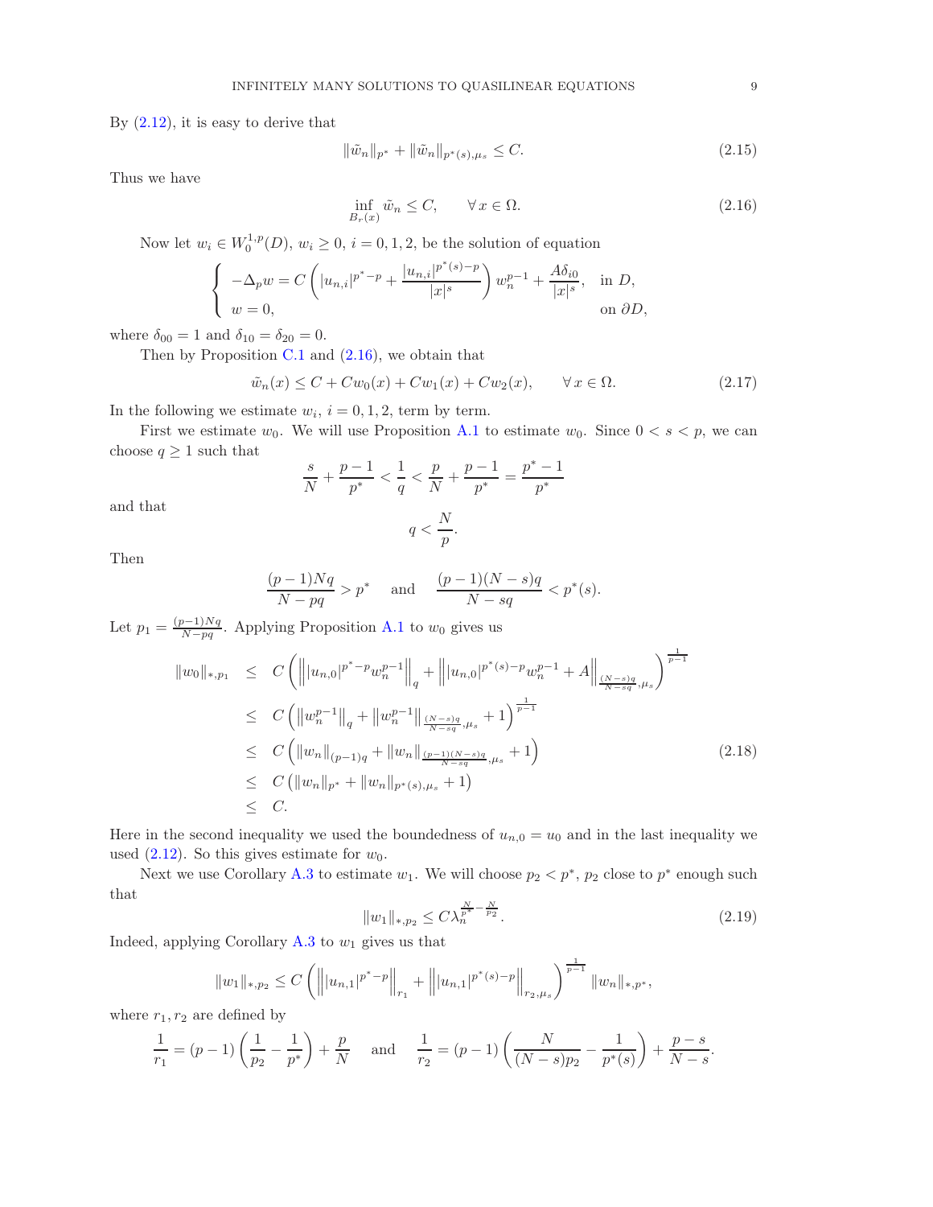By (2.12), it is easy to derive that

$$\|\tilde{w}_n\|_{p^*} + \|\tilde{w}_n\|_{p^*(s),\mu_s} \le C. \tag{2.15}$$

Thus we have

$$\inf_{B_r(x)} \tilde{w}_n \le C, \qquad \forall\, x \in \Omega. \tag{2.16}$$

Now let $w_i \in W_0^{1,p}(D)$, $w_i \ge 0$, $i = 0, 1, 2$, be the solution of equation

$$\begin{cases} -\Delta_p w = C\left(|u_{n,i}|^{p^*-p} + \dfrac{|u_{n,i}|^{p^*(s)-p}}{|x|^s}\right) w_n^{p-1} + \dfrac{A\delta_{i0}}{|x|^s}, & \text{in } D, \\ w = 0, & \text{on } \partial D, \end{cases}$$

where $\delta_{00} = 1$ and $\delta_{10} = \delta_{20} = 0$.

Then by Proposition C.1 and (2.16), we obtain that

$$\tilde{w}_n(x) \le C + Cw_0(x) + Cw_1(x) + Cw_2(x), \qquad \forall\, x \in \Omega. \tag{2.17}$$

In the following we estimate $w_i$, $i = 0, 1, 2$, term by term.

First we estimate $w_0$. We will use Proposition A.1 to estimate $w_0$. Since $0 < s < p$, we can choose $q \ge 1$ such that

$$\frac{s}{N} + \frac{p-1}{p^*} < \frac{1}{q} < \frac{p}{N} + \frac{p-1}{p^*} = \frac{p^*-1}{p^*}$$

and that

$$q < \frac{N}{p}.$$

Then

$$\frac{(p-1)Nq}{N-pq} > p^* \quad \text{and} \quad \frac{(p-1)(N-s)q}{N-sq} < p^*(s).$$

Let $p_1 = \frac{(p-1)Nq}{N-pq}$. Applying Proposition A.1 to $w_0$ gives us

$$\begin{aligned} \|w_0\|_{*,p_1} &\le C\left(\left\||u_{n,0}|^{p^*-p} w_n^{p-1}\right\|_q + \left\||u_{n,0}|^{p^*(s)-p} w_n^{p-1} + A\right\|_{\frac{(N-s)q}{N-sq},\mu_s}\right)^{\frac{1}{p-1}} \\ &\le C\left(\left\|w_n^{p-1}\right\|_q + \left\|w_n^{p-1}\right\|_{\frac{(N-s)q}{N-sq},\mu_s} + 1\right)^{\frac{1}{p-1}} \\ &\le C\left(\|w_n\|_{(p-1)q} + \|w_n\|_{\frac{(p-1)(N-s)q}{N-sq},\mu_s} + 1\right) \\ &\le C\left(\|w_n\|_{p^*} + \|w_n\|_{p^*(s),\mu_s} + 1\right) \\ &\le C. \end{aligned} \tag{2.18}$$

Here in the second inequality we used the boundedness of $u_{n,0} = u_0$ and in the last inequality we used (2.12). So this gives estimate for $w_0$.

Next we use Corollary A.3 to estimate $w_1$. We will choose $p_2 < p^*$, $p_2$ close to $p^*$ enough such that

$$\|w_1\|_{*,p_2} \le C\lambda_n^{\frac{N}{p^*} - \frac{N}{p_2}}. \tag{2.19}$$

Indeed, applying Corollary A.3 to $w_1$ gives us that

$$\|w_1\|_{*,p_2} \le C\left(\left\||u_{n,1}|^{p^*-p}\right\|_{r_1} + \left\||u_{n,1}|^{p^*(s)-p}\right\|_{r_2,\mu_s}\right)^{\frac{1}{p-1}} \|w_n\|_{*,p^*},$$

where $r_1, r_2$ are defined by

$$\frac{1}{r_1} = (p-1)\left(\frac{1}{p_2} - \frac{1}{p^*}\right) + \frac{p}{N} \quad \text{and} \quad \frac{1}{r_2} = (p-1)\left(\frac{N}{(N-s)p_2} - \frac{1}{p^*(s)}\right) + \frac{p-s}{N-s}.$$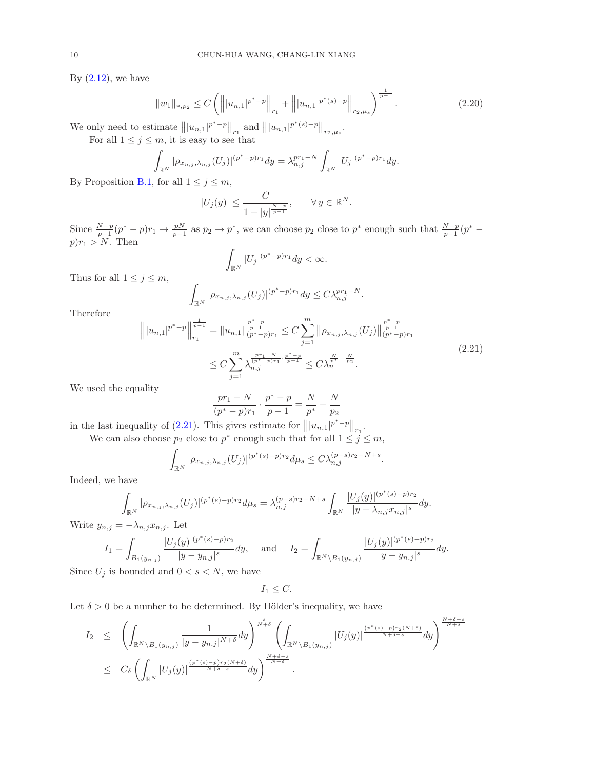By (2.12), we have

$$\|w_1\|_{*,p_2} \le C\left(\left\||u_{n,1}|^{p^*-p}\right\|_{r_1} + \left\||u_{n,1}|^{p^*(s)-p}\right\|_{r_2,\mu_s}\right)^{\frac{1}{p-1}}. \tag{2.20}$$

We only need to estimate $\left\||u_{n,1}|^{p^*-p}\right\|_{r_1}$ and $\left\||u_{n,1}|^{p^*(s)-p}\right\|_{r_2,\mu_s}$.

For all $1 \le j \le m$, it is easy to see that

$$\int_{\mathbb{R}^N} |\rho_{x_{n,j},\lambda_{n,j}}(U_j)|^{(p^*-p)r_1} dy = \lambda_{n,j}^{pr_1-N} \int_{\mathbb{R}^N} |U_j|^{(p^*-p)r_1} dy.$$

By Proposition B.1, for all $1 \le j \le m$,

$$|U_j(y)| \le \frac{C}{1+|y|^{\frac{N-p}{p-1}}}, \qquad \forall\, y \in \mathbb{R}^N.$$

Since $\frac{N-p}{p-1}(p^*-p)r_1 \to \frac{pN}{p-1}$ as $p_2 \to p^*$, we can choose $p_2$ close to $p^*$ enough such that $\frac{N-p}{p-1}(p^*-p)r_1 > N$. Then

$$\int_{\mathbb{R}^N} |U_j|^{(p^*-p)r_1} dy < \infty.$$

Thus for all $1 \le j \le m$,

$$\int_{\mathbb{R}^N} |\rho_{x_{n,j},\lambda_{n,j}}(U_j)|^{(p^*-p)r_1} dy \le C\lambda_{n,j}^{pr_1-N}.$$

Therefore

$$\begin{aligned}
\left\||u_{n,1}|^{p^*-p}\right\|_{r_1}^{\frac{1}{p-1}} &= \|u_{n,1}\|_{(p^*-p)r_1}^{\frac{p^*-p}{p-1}} \le C\sum_{j=1}^m \left\|\rho_{x_{n,j},\lambda_{n,j}}(U_j)\right\|_{(p^*-p)r_1}^{\frac{p^*-p}{p-1}} \\
&\le C\sum_{j=1}^m \lambda_{n,j}^{\frac{pr_1-N}{(p^*-p)r_1}\cdot\frac{p^*-p}{p-1}} \le C\lambda_n^{\frac{N}{p^*}-\frac{N}{p_2}}.
\end{aligned} \tag{2.21}$$

We used the equality

$$\frac{pr_1-N}{(p^*-p)r_1}\cdot\frac{p^*-p}{p-1} = \frac{N}{p^*}-\frac{N}{p_2}$$

in the last inequality of (2.21). This gives estimate for $\left\||u_{n,1}|^{p^*-p}\right\|_{r_1}$.

We can also choose $p_2$ close to $p^*$ enough such that for all $1 \le j \le m$,

$$\int_{\mathbb{R}^N} |\rho_{x_{n,j},\lambda_{n,j}}(U_j)|^{(p^*(s)-p)r_2} d\mu_s \le C\lambda_{n,j}^{(p-s)r_2-N+s}.$$

Indeed, we have

$$\int_{\mathbb{R}^N} |\rho_{x_{n,j},\lambda_{n,j}}(U_j)|^{(p^*(s)-p)r_2} d\mu_s = \lambda_{n,j}^{(p-s)r_2-N+s} \int_{\mathbb{R}^N} \frac{|U_j(y)|^{(p^*(s)-p)r_2}}{|y+\lambda_{n,j}x_{n,j}|^s} dy.$$

Write $y_{n,j} = -\lambda_{n,j}x_{n,j}$. Let

$$I_1 = \int_{B_1(y_{n,j})} \frac{|U_j(y)|^{(p^*(s)-p)r_2}}{|y-y_{n,j}|^s} dy, \quad \text{and} \quad I_2 = \int_{\mathbb{R}^N\setminus B_1(y_{n,j})} \frac{|U_j(y)|^{(p^*(s)-p)r_2}}{|y-y_{n,j}|^s} dy.$$

Since $U_j$ is bounded and $0 < s < N$, we have

$$I_1 \le C.$$

Let $\delta > 0$ be a number to be determined. By Hölder's inequality, we have

$$\begin{aligned}
I_2 &\le \left(\int_{\mathbb{R}^N\setminus B_1(y_{n,j})} \frac{1}{|y-y_{n,j}|^{N+\delta}} dy\right)^{\frac{s}{N+\delta}} \left(\int_{\mathbb{R}^N\setminus B_1(y_{n,j})} |U_j(y)|^{\frac{(p^*(s)-p)r_2(N+\delta)}{N+\delta-s}} dy\right)^{\frac{N+\delta-s}{N+\delta}} \\
&\le C_\delta \left(\int_{\mathbb{R}^N} |U_j(y)|^{\frac{(p^*(s)-p)r_2(N+\delta)}{N+\delta-s}} dy\right)^{\frac{N+\delta-s}{N+\delta}}.
\end{aligned}$$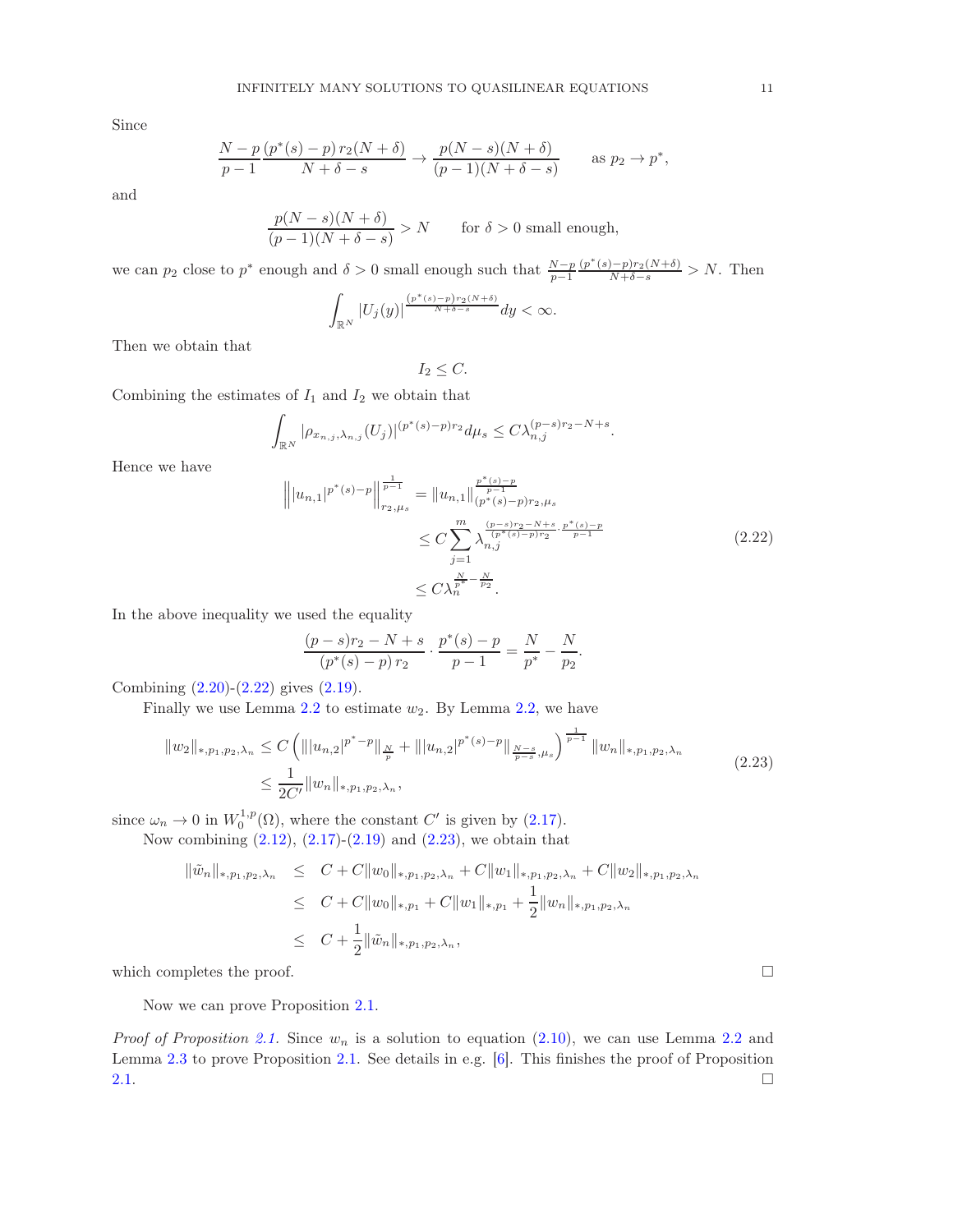Since

$$\frac{N-p}{p-1}\frac{(p^*(s)-p)\,r_2(N+\delta)}{N+\delta-s} \to \frac{p(N-s)(N+\delta)}{(p-1)(N+\delta-s)} \qquad \text{as } p_2 \to p^*,$$

and

$$\frac{p(N-s)(N+\delta)}{(p-1)(N+\delta-s)} > N \qquad \text{for } \delta > 0 \text{ small enough},$$

we can $p_2$ close to $p^*$ enough and $\delta > 0$ small enough such that $\frac{N-p}{p-1}\frac{(p^*(s)-p)r_2(N+\delta)}{N+\delta-s} > N$. Then

$$\int_{\mathbb{R}^N} |U_j(y)|^{\frac{(p^*(s)-p)r_2(N+\delta)}{N+\delta-s}} dy < \infty.$$

Then we obtain that

$$I_2 \le C.$$

Combining the estimates of $I_1$ and $I_2$ we obtain that

$$\int_{\mathbb{R}^N} |\rho_{x_{n,j},\lambda_{n,j}}(U_j)|^{(p^*(s)-p)r_2} d\mu_s \le C\lambda_{n,j}^{(p-s)r_2-N+s}.$$

Hence we have

$$\begin{aligned}
\left\| |u_{n,1}|^{p^*(s)-p} \right\|_{r_2,\mu_s}^{\frac{1}{p-1}} &= \|u_{n,1}\|_{(p^*(s)-p)r_2,\mu_s}^{\frac{p^*(s)-p}{p-1}} \\
&\le C\sum_{j=1}^{m} \lambda_{n,j}^{\frac{(p-s)r_2-N+s}{(p^*(s)-p)r_2}\cdot\frac{p^*(s)-p}{p-1}} \\
&\le C\lambda_n^{\frac{N}{p^*}-\frac{N}{p_2}}.
\end{aligned} \tag{2.22}$$

In the above inequality we used the equality

$$\frac{(p-s)r_2-N+s}{(p^*(s)-p)\,r_2}\cdot\frac{p^*(s)-p}{p-1} = \frac{N}{p^*} - \frac{N}{p_2}.$$

Combining (2.20)-(2.22) gives (2.19).

Finally we use Lemma 2.2 to estimate $w_2$. By Lemma 2.2, we have

$$\begin{aligned}
\|w_2\|_{*,p_1,p_2,\lambda_n} &\le C\left(\||u_{n,2}|^{p^*-p}\|_{\frac{N}{p}} + \||u_{n,2}|^{p^*(s)-p}\|_{\frac{N-s}{p-s},\mu_s}\right)^{\frac{1}{p-1}} \|w_n\|_{*,p_1,p_2,\lambda_n} \\
&\le \frac{1}{2C'}\|w_n\|_{*,p_1,p_2,\lambda_n},
\end{aligned} \tag{2.23}$$

since $\omega_n \to 0$ in $W_0^{1,p}(\Omega)$, where the constant $C'$ is given by (2.17).

Now combining (2.12), (2.17)-(2.19) and (2.23), we obtain that

$$\begin{aligned}
\|\tilde{w}_n\|_{*,p_1,p_2,\lambda_n} &\le C + C\|w_0\|_{*,p_1,p_2,\lambda_n} + C\|w_1\|_{*,p_1,p_2,\lambda_n} + C\|w_2\|_{*,p_1,p_2,\lambda_n} \\
&\le C + C\|w_0\|_{*,p_1} + C\|w_1\|_{*,p_1} + \frac{1}{2}\|w_n\|_{*,p_1,p_2,\lambda_n} \\
&\le C + \frac{1}{2}\|\tilde{w}_n\|_{*,p_1,p_2,\lambda_n},
\end{aligned}$$

which completes the proof. $\square$

Now we can prove Proposition 2.1.

*Proof of Proposition 2.1.* Since $w_n$ is a solution to equation (2.10), we can use Lemma 2.2 and Lemma 2.3 to prove Proposition 2.1. See details in e.g. [6]. This finishes the proof of Proposition 2.1. $\square$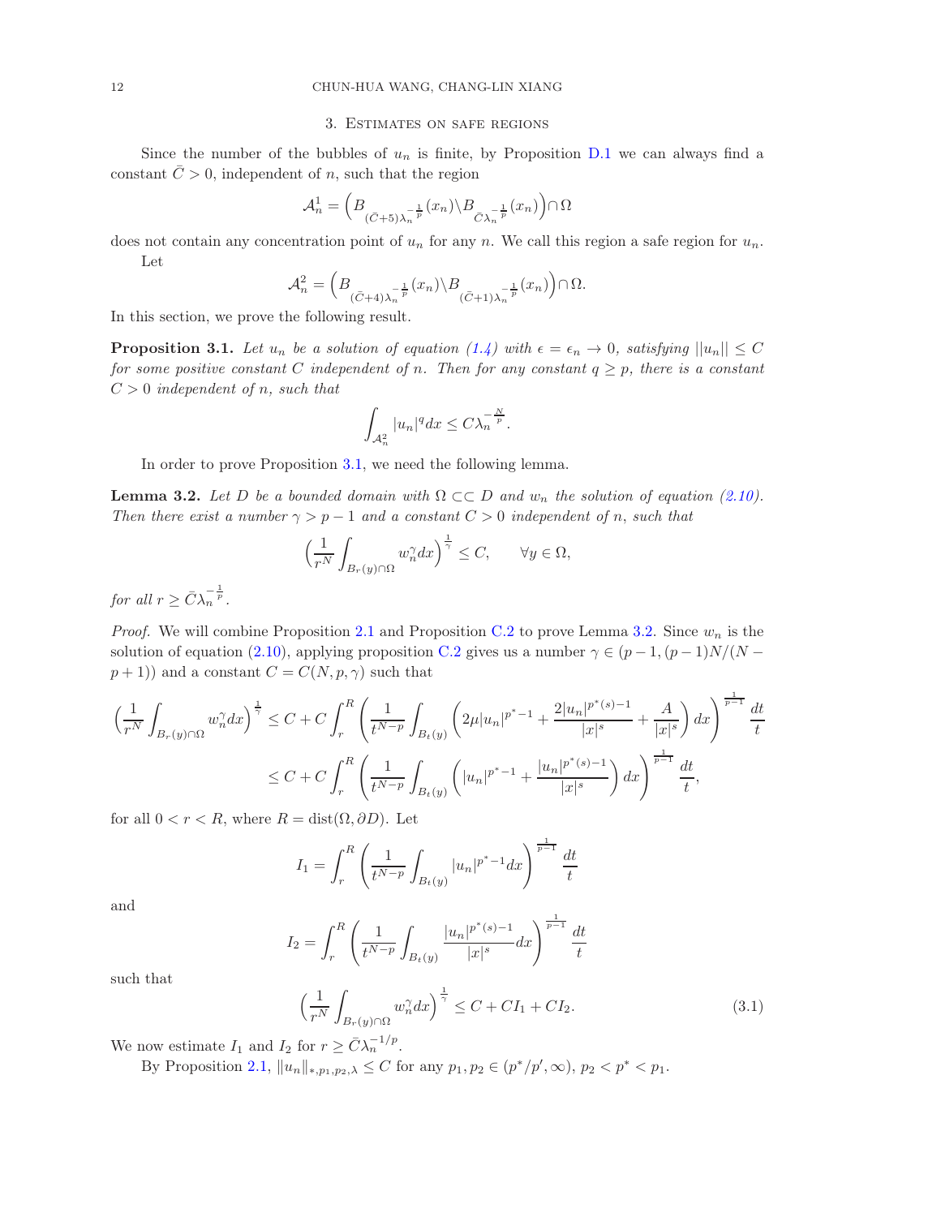## 3. Estimates on safe regions

Since the number of the bubbles of $u_n$ is finite, by Proposition D.1 we can always find a constant $\bar{C} > 0$, independent of $n$, such that the region

$$\mathcal{A}_n^1 = \Big(B_{(\bar{C}+5)\lambda_n^{-\frac{1}{p}}}(x_n) \backslash B_{\bar{C}\lambda_n^{-\frac{1}{p}}}(x_n)\Big) \cap \Omega$$

does not contain any concentration point of $u_n$ for any $n$. We call this region a safe region for $u_n$.

Let

$$\mathcal{A}_n^2 = \Big(B_{(\bar{C}+4)\lambda_n^{-\frac{1}{p}}}(x_n) \backslash B_{(\bar{C}+1)\lambda_n^{-\frac{1}{p}}}(x_n)\Big) \cap \Omega.$$

In this section, we prove the following result.

**Proposition 3.1.** *Let $u_n$ be a solution of equation (1.4) with $\epsilon = \epsilon_n \to 0$, satisfying $||u_n|| \le C$ for some positive constant $C$ independent of $n$. Then for any constant $q \ge p$, there is a constant $C > 0$ independent of $n$, such that*

$$\int_{\mathcal{A}_n^2} |u_n|^q dx \le C\lambda_n^{-\frac{N}{p}}.$$

In order to prove Proposition 3.1, we need the following lemma.

**Lemma 3.2.** *Let $D$ be a bounded domain with $\Omega \subset\subset D$ and $w_n$ the solution of equation (2.10). Then there exist a number $\gamma > p-1$ and a constant $C > 0$ independent of $n$, such that*

$$\Big(\frac{1}{r^N}\int_{B_r(y)\cap\Omega} w_n^\gamma dx\Big)^{\frac{1}{\gamma}} \le C, \qquad \forall y \in \Omega,$$

*for all $r \ge \bar{C}\lambda_n^{-\frac{1}{p}}$.*

*Proof.* We will combine Proposition 2.1 and Proposition C.2 to prove Lemma 3.2. Since $w_n$ is the solution of equation (2.10), applying proposition C.2 gives us a number $\gamma \in (p-1, (p-1)N/(N-p+1))$ and a constant $C = C(N, p, \gamma)$ such that

$$\begin{aligned}
\Big(\frac{1}{r^N}\int_{B_r(y)\cap\Omega} w_n^\gamma dx\Big)^{\frac{1}{\gamma}} &\le C + C\int_r^R \left(\frac{1}{t^{N-p}}\int_{B_t(y)}\left(2\mu|u_n|^{p^*-1} + \frac{2|u_n|^{p^*(s)-1}}{|x|^s} + \frac{A}{|x|^s}\right)dx\right)^{\frac{1}{p-1}}\frac{dt}{t} \\
&\le C + C\int_r^R \left(\frac{1}{t^{N-p}}\int_{B_t(y)}\left(|u_n|^{p^*-1} + \frac{|u_n|^{p^*(s)-1}}{|x|^s}\right)dx\right)^{\frac{1}{p-1}}\frac{dt}{t},
\end{aligned}$$

for all $0 < r < R$, where $R = \operatorname{dist}(\Omega, \partial D)$. Let

$$I_1 = \int_r^R \left(\frac{1}{t^{N-p}}\int_{B_t(y)} |u_n|^{p^*-1}dx\right)^{\frac{1}{p-1}}\frac{dt}{t}$$

and

$$I_2 = \int_r^R \left(\frac{1}{t^{N-p}}\int_{B_t(y)} \frac{|u_n|^{p^*(s)-1}}{|x|^s}dx\right)^{\frac{1}{p-1}}\frac{dt}{t}$$

such that

$$\Big(\frac{1}{r^N}\int_{B_r(y)\cap\Omega} w_n^\gamma dx\Big)^{\frac{1}{\gamma}} \le C + CI_1 + CI_2. \tag{3.1}$$

We now estimate $I_1$ and $I_2$ for $r \ge \bar{C}\lambda_n^{-1/p}$.

By Proposition 2.1, $\|u_n\|_{*,p_1,p_2,\lambda} \le C$ for any $p_1, p_2 \in (p^*/p', \infty)$, $p_2 < p^* < p_1$.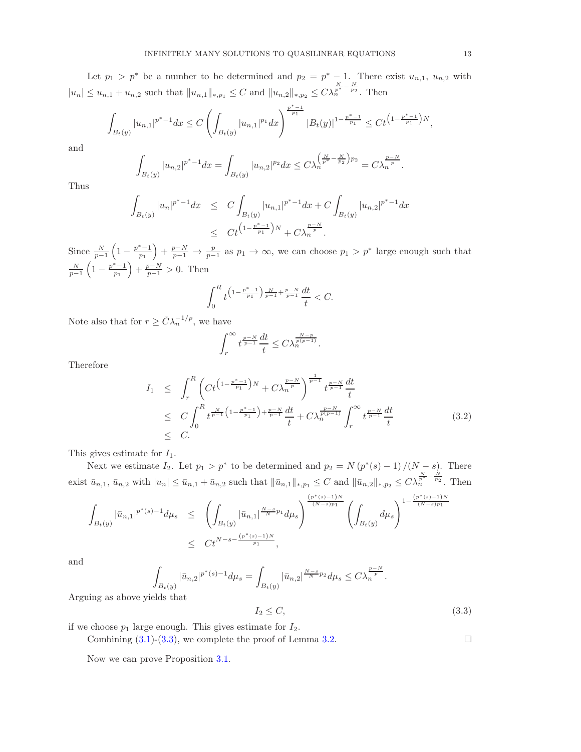Let $p_1 > p^*$ be a number to be determined and $p_2 = p^* - 1$. There exist $u_{n,1}$, $u_{n,2}$ with $|u_n| \le u_{n,1} + u_{n,2}$ such that $\|u_{n,1}\|_{*,p_1} \le C$ and $\|u_{n,2}\|_{*,p_2} \le C\lambda_n^{\frac{N}{p^*} - \frac{N}{p_2}}$. Then

$$\int_{B_t(y)} |u_{n,1}|^{p^*-1} dx \le C \left( \int_{B_t(y)} |u_{n,1}|^{p_1} dx \right)^{\frac{p^*-1}{p_1}} |B_t(y)|^{1 - \frac{p^*-1}{p_1}} \le C t^{\left(1 - \frac{p^*-1}{p_1}\right) N},$$

and

$$\int_{B_t(y)} |u_{n,2}|^{p^*-1} dx = \int_{B_t(y)} |u_{n,2}|^{p_2} dx \le C \lambda_n^{\left(\frac{N}{p^*} - \frac{N}{p_2}\right) p_2} = C\lambda_n^{\frac{p-N}{p}}.$$

Thus

$$\begin{aligned}
\int_{B_t(y)} |u_n|^{p^*-1} dx &\le C \int_{B_t(y)} |u_{n,1}|^{p^*-1} dx + C \int_{B_t(y)} |u_{n,2}|^{p^*-1} dx \\
&\le C t^{\left(1 - \frac{p^*-1}{p_1}\right) N} + C \lambda_n^{\frac{p-N}{p}}.
\end{aligned}$$

Since $\frac{N}{p-1}\left(1 - \frac{p^*-1}{p_1}\right) + \frac{p-N}{p-1} \to \frac{p}{p-1}$ as $p_1 \to \infty$, we can choose $p_1 > p^*$ large enough such that $\frac{N}{p-1}\left(1 - \frac{p^*-1}{p_1}\right) + \frac{p-N}{p-1} > 0$. Then

$$\int_0^R t^{\left(1 - \frac{p^*-1}{p_1}\right)\frac{N}{p-1} + \frac{p-N}{p-1}} \frac{dt}{t} < C.$$

Note also that for $r \ge \bar{C}\lambda_n^{-1/p}$, we have

$$\int_r^\infty t^{\frac{p-N}{p-1}} \frac{dt}{t} \le C \lambda_n^{\frac{N-p}{p(p-1)}}.$$

Therefore

$$\begin{aligned}
I_1 &\le \int_r^R \left( C t^{\left(1 - \frac{p^*-1}{p_1}\right) N} + C \lambda_n^{\frac{p-N}{p}} \right)^{\frac{1}{p-1}} t^{\frac{p-N}{p-1}} \frac{dt}{t} \\
&\le C \int_0^R t^{\frac{N}{p-1}\left(1 - \frac{p^*-1}{p_1}\right) + \frac{p-N}{p-1}} \frac{dt}{t} + C \lambda_n^{\frac{p-N}{p(p-1)}} \int_r^\infty t^{\frac{p-N}{p-1}} \frac{dt}{t} \\
&\le C.
\end{aligned} \tag{3.2}$$

This gives estimate for $I_1$.

Next we estimate $I_2$. Let $p_1 > p^*$ to be determined and $p_2 = N\left(p^*(s) - 1\right)/(N-s)$. There exist $\bar{u}_{n,1}$, $\bar{u}_{n,2}$ with $|u_n| \le \bar{u}_{n,1} + \bar{u}_{n,2}$ such that $\|\bar{u}_{n,1}\|_{*,p_1} \le C$ and $\|\bar{u}_{n,2}\|_{*,p_2} \le C\lambda_n^{\frac{N}{p^*} - \frac{N}{p_2}}$. Then

$$\begin{aligned}
\int_{B_t(y)} |\bar{u}_{n,1}|^{p^*(s)-1} d\mu_s &\le \left( \int_{B_t(y)} |\bar{u}_{n,1}|^{\frac{N-s}{N} p_1} d\mu_s \right)^{\frac{(p^*(s)-1)N}{(N-s)p_1}} \left( \int_{B_t(y)} d\mu_s \right)^{1 - \frac{(p^*(s)-1)N}{(N-s)p_1}} \\
&\le C t^{N - s - \frac{(p^*(s)-1)N}{p_1}},
\end{aligned}$$

and

$$\int_{B_t(y)} |\bar{u}_{n,2}|^{p^*(s)-1} d\mu_s = \int_{B_t(y)} |\bar{u}_{n,2}|^{\frac{N-s}{N} p_2} d\mu_s \le C \lambda_n^{\frac{p-N}{p}}.$$

Arguing as above yields that

$$I_2 \le C, \tag{3.3}$$

if we choose $p_1$ large enough. This gives estimate for $I_2$.

Combining (3.1)-(3.3), we complete the proof of Lemma 3.2. □

Now we can prove Proposition 3.1.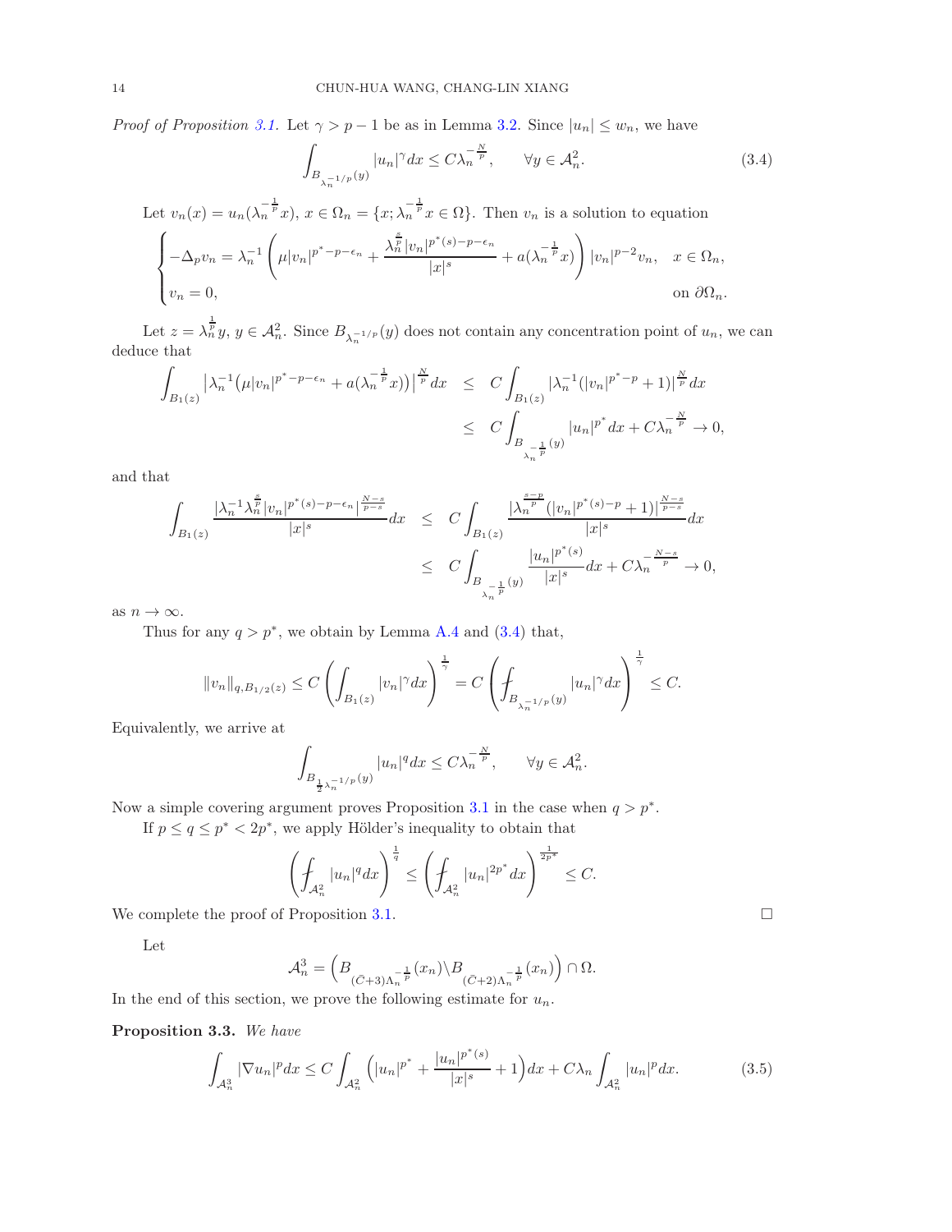*Proof of Proposition 3.1.* Let $\gamma > p-1$ be as in Lemma 3.2. Since $|u_n| \le w_n$, we have

$$\int_{B_{\lambda_n^{-1/p}}(y)} |u_n|^\gamma dx \le C\lambda_n^{-\frac{N}{p}}, \qquad \forall y \in \mathcal{A}_n^2. \tag{3.4}$$

Let $v_n(x) = u_n(\lambda_n^{-\frac{1}{p}} x)$, $x \in \Omega_n = \{x; \lambda_n^{-\frac{1}{p}} x \in \Omega\}$. Then $v_n$ is a solution to equation

$$\begin{cases} -\Delta_p v_n = \lambda_n^{-1}\left(\mu |v_n|^{p^*-p-\epsilon_n} + \dfrac{\lambda_n^{\frac{s}{p}} |v_n|^{p^*(s)-p-\epsilon_n}}{|x|^s} + a(\lambda_n^{-\frac{1}{p}} x)\right)|v_n|^{p-2}v_n, & x \in \Omega_n, \\ v_n = 0, & \text{on } \partial\Omega_n. \end{cases}$$

Let $z = \lambda_n^{\frac{1}{p}} y$, $y \in \mathcal{A}_n^2$. Since $B_{\lambda_n^{-1/p}}(y)$ does not contain any concentration point of $u_n$, we can deduce that

$$\begin{aligned} \int_{B_1(z)} \left|\lambda_n^{-1}\big(\mu |v_n|^{p^*-p-\epsilon_n} + a(\lambda_n^{-\frac{1}{p}} x)\big)\right|^{\frac{N}{p}} dx &\le C\int_{B_1(z)} |\lambda_n^{-1}(|v_n|^{p^*-p}+1)|^{\frac{N}{p}} dx \\ &\le C\int_{B_{\lambda_n^{-\frac{1}{p}}}(y)} |u_n|^{p^*} dx + C\lambda_n^{-\frac{N}{p}} \to 0, \end{aligned}$$

and that

$$\begin{aligned} \int_{B_1(z)} \frac{|\lambda_n^{-1}\lambda_n^{\frac{s}{p}} |v_n|^{p^*(s)-p-\epsilon_n}|^{\frac{N-s}{p-s}}}{|x|^s} dx &\le C\int_{B_1(z)} \frac{|\lambda_n^{\frac{s-p}{p}}(|v_n|^{p^*(s)-p}+1)|^{\frac{N-s}{p-s}}}{|x|^s} dx \\ &\le C\int_{B_{\lambda_n^{-\frac{1}{p}}}(y)} \frac{|u_n|^{p^*(s)}}{|x|^s} dx + C\lambda_n^{-\frac{N-s}{p}} \to 0, \end{aligned}$$

as $n \to \infty$.

Thus for any $q > p^*$, we obtain by Lemma A.4 and (3.4) that,

$$\|v_n\|_{q, B_{1/2}(z)} \le C\left(\int_{B_1(z)} |v_n|^\gamma dx\right)^{\frac{1}{\gamma}} = C\left(\fint_{B_{\lambda_n^{-1/p}}(y)} |u_n|^\gamma dx\right)^{\frac{1}{\gamma}} \le C.$$

Equivalently, we arrive at

$$\int_{B_{\frac{1}{2}\lambda_n^{-1/p}}(y)} |u_n|^q dx \le C\lambda_n^{-\frac{N}{p}}, \qquad \forall y \in \mathcal{A}_n^2.$$

Now a simple covering argument proves Proposition 3.1 in the case when $q > p^*$.

If $p \le q \le p^* < 2p^*$, we apply Hölder's inequality to obtain that

$$\left(\fint_{\mathcal{A}_n^2} |u_n|^q dx\right)^{\frac{1}{q}} \le \left(\fint_{\mathcal{A}_n^2} |u_n|^{2p^*} dx\right)^{\frac{1}{2p^*}} \le C.$$

We complete the proof of Proposition 3.1. $\square$

Let

$$\mathcal{A}_n^3 = \left(B_{(\bar{C}+3)\Lambda_n^{-\frac{1}{p}}}(x_n) \backslash B_{(\bar{C}+2)\Lambda_n^{-\frac{1}{p}}}(x_n)\right) \cap \Omega.$$

In the end of this section, we prove the following estimate for $u_n$.

**Proposition 3.3.** *We have*

$$\int_{\mathcal{A}_n^3} |\nabla u_n|^p dx \le C\int_{\mathcal{A}_n^2} \Big(|u_n|^{p^*} + \frac{|u_n|^{p^*(s)}}{|x|^s} + 1\Big) dx + C\lambda_n \int_{\mathcal{A}_n^2} |u_n|^p dx. \tag{3.5}$$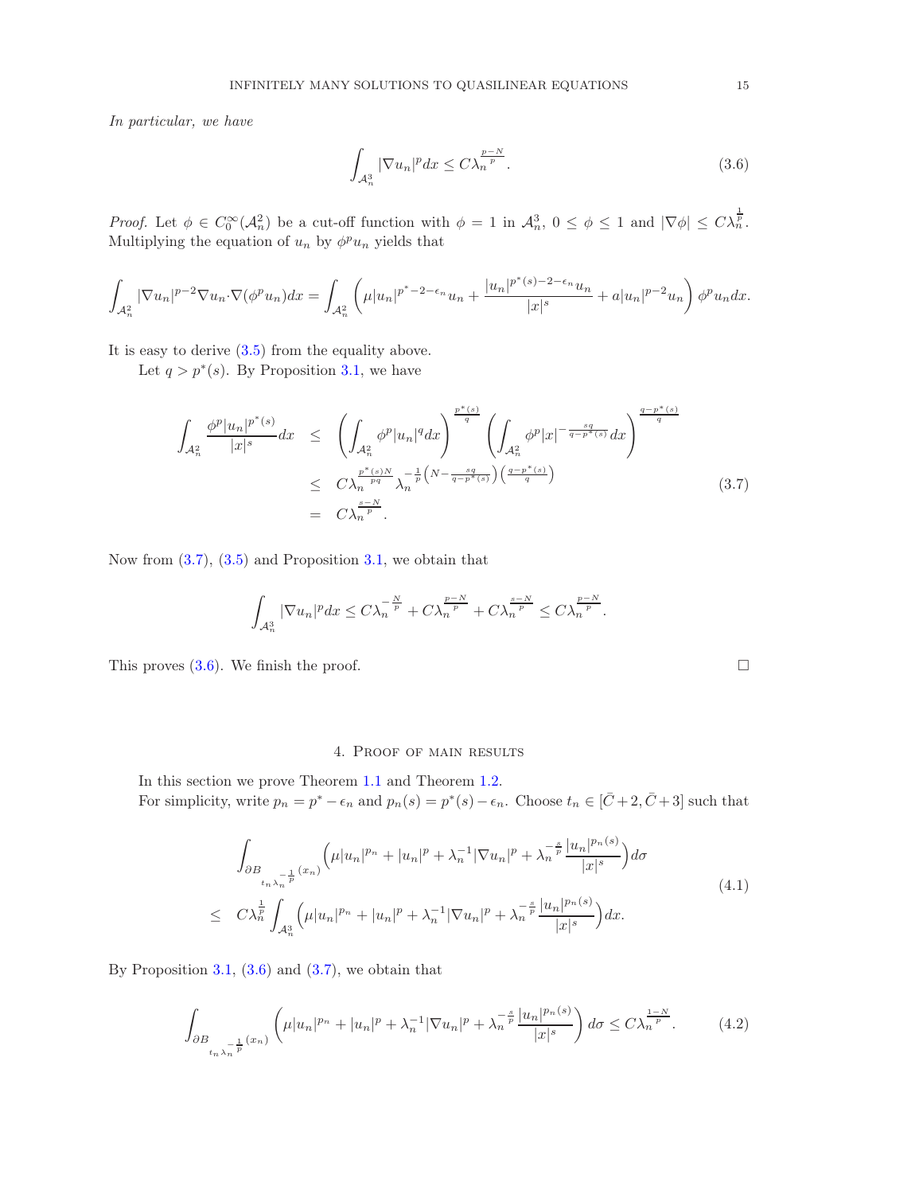*In particular, we have*

$$\int_{\mathcal{A}_n^3} |\nabla u_n|^p dx \le C\lambda_n^{\frac{p-N}{p}}. \tag{3.6}$$

*Proof.* Let $\phi \in C_0^\infty(\mathcal{A}_n^2)$ be a cut-off function with $\phi = 1$ in $\mathcal{A}_n^3$, $0 \le \phi \le 1$ and $|\nabla \phi| \le C\lambda_n^{\frac{1}{p}}$. Multiplying the equation of $u_n$ by $\phi^p u_n$ yields that

$$\int_{\mathcal{A}_n^2} |\nabla u_n|^{p-2}\nabla u_n \cdot \nabla(\phi^p u_n)dx = \int_{\mathcal{A}_n^2} \left(\mu |u_n|^{p^*-2-\epsilon_n}u_n + \frac{|u_n|^{p^*(s)-2-\epsilon_n}u_n}{|x|^s} + a|u_n|^{p-2}u_n\right)\phi^p u_n dx.$$

It is easy to derive (3.5) from the equality above.

Let $q > p^*(s)$. By Proposition 3.1, we have

$$\begin{aligned}
\int_{\mathcal{A}_n^2} \frac{\phi^p |u_n|^{p^*(s)}}{|x|^s}dx &\le \left(\int_{\mathcal{A}_n^2} \phi^p |u_n|^q dx\right)^{\frac{p^*(s)}{q}} \left(\int_{\mathcal{A}_n^2} \phi^p |x|^{-\frac{sq}{q-p^*(s)}}dx\right)^{\frac{q-p^*(s)}{q}} \\
&\le C\lambda_n^{\frac{p^*(s)N}{pq}} \lambda_n^{-\frac{1}{p}\left(N-\frac{sq}{q-p^*(s)}\right)\left(\frac{q-p^*(s)}{q}\right)} \\
&= C\lambda_n^{\frac{s-N}{p}}.
\end{aligned} \tag{3.7}$$

Now from (3.7), (3.5) and Proposition 3.1, we obtain that

$$\int_{\mathcal{A}_n^3} |\nabla u_n|^p dx \le C\lambda_n^{-\frac{N}{p}} + C\lambda_n^{\frac{p-N}{p}} + C\lambda_n^{\frac{s-N}{p}} \le C\lambda_n^{\frac{p-N}{p}}.$$

This proves (3.6). We finish the proof. $\square$

## 4. Proof of main results

In this section we prove Theorem 1.1 and Theorem 1.2.

For simplicity, write $p_n = p^* - \epsilon_n$ and $p_n(s) = p^*(s) - \epsilon_n$. Choose $t_n \in [\bar{C}+2, \bar{C}+3]$ such that

$$\begin{aligned}
&\int_{\partial B_{t_n \lambda_n^{-\frac{1}{p}}}(x_n)} \left(\mu |u_n|^{p_n} + |u_n|^p + \lambda_n^{-1}|\nabla u_n|^p + \lambda_n^{-\frac{s}{p}}\frac{|u_n|^{p_n(s)}}{|x|^s}\right)d\sigma \\
\le\ & C\lambda_n^{\frac{1}{p}} \int_{\mathcal{A}_n^3} \left(\mu |u_n|^{p_n} + |u_n|^p + \lambda_n^{-1}|\nabla u_n|^p + \lambda_n^{-\frac{s}{p}}\frac{|u_n|^{p_n(s)}}{|x|^s}\right)dx.
\end{aligned} \tag{4.1}$$

By Proposition 3.1, (3.6) and (3.7), we obtain that

$$\int_{\partial B_{t_n \lambda_n^{-\frac{1}{p}}}(x_n)} \left(\mu |u_n|^{p_n} + |u_n|^p + \lambda_n^{-1}|\nabla u_n|^p + \lambda_n^{-\frac{s}{p}}\frac{|u_n|^{p_n(s)}}{|x|^s}\right)d\sigma \le C\lambda_n^{\frac{1-N}{p}}. \tag{4.2}$$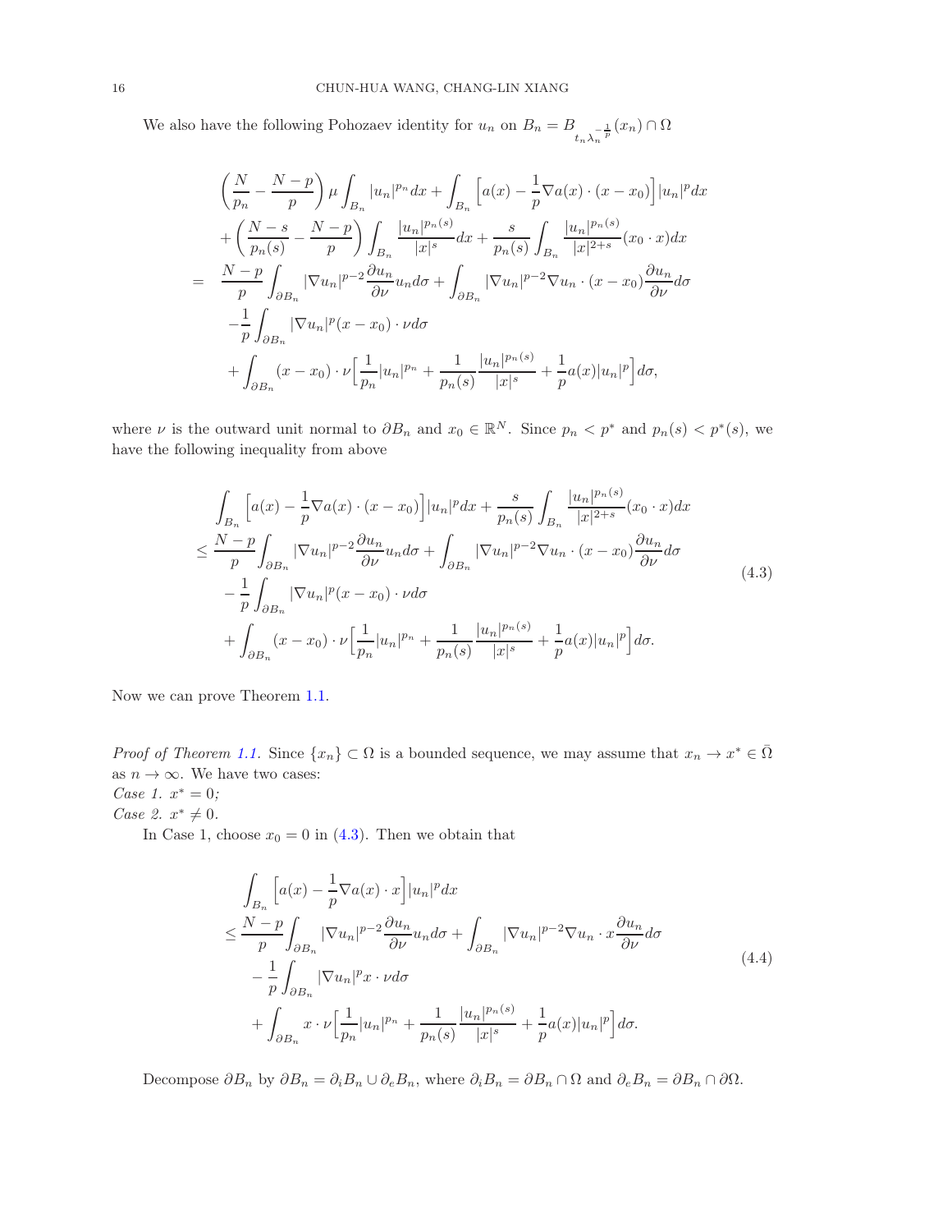We also have the following Pohozaev identity for $u_n$ on $B_n = B_{t_n\lambda_n^{-\frac{1}{p}}}(x_n) \cap \Omega$

$$
\begin{aligned}
& \left(\frac{N}{p_n} - \frac{N-p}{p}\right)\mu \int_{B_n} |u_n|^{p_n} dx + \int_{B_n} \Big[a(x) - \frac{1}{p}\nabla a(x)\cdot(x-x_0)\Big]|u_n|^p dx \\
& + \left(\frac{N-s}{p_n(s)} - \frac{N-p}{p}\right)\int_{B_n} \frac{|u_n|^{p_n(s)}}{|x|^s} dx + \frac{s}{p_n(s)}\int_{B_n} \frac{|u_n|^{p_n(s)}}{|x|^{2+s}}(x_0\cdot x)dx \\
= \;& \frac{N-p}{p}\int_{\partial B_n} |\nabla u_n|^{p-2}\frac{\partial u_n}{\partial \nu} u_n d\sigma + \int_{\partial B_n} |\nabla u_n|^{p-2}\nabla u_n \cdot (x-x_0)\frac{\partial u_n}{\partial \nu} d\sigma \\
& - \frac{1}{p}\int_{\partial B_n} |\nabla u_n|^p (x-x_0)\cdot \nu d\sigma \\
& + \int_{\partial B_n} (x-x_0)\cdot\nu \Big[\frac{1}{p_n}|u_n|^{p_n} + \frac{1}{p_n(s)}\frac{|u_n|^{p_n(s)}}{|x|^s} + \frac{1}{p}a(x)|u_n|^p\Big] d\sigma,
\end{aligned}
$$

where $\nu$ is the outward unit normal to $\partial B_n$ and $x_0 \in \mathbb{R}^N$. Since $p_n < p^*$ and $p_n(s) < p^*(s)$, we have the following inequality from above

$$
\begin{aligned}
& \int_{B_n} \Big[a(x) - \frac{1}{p}\nabla a(x)\cdot(x-x_0)\Big]|u_n|^p dx + \frac{s}{p_n(s)}\int_{B_n} \frac{|u_n|^{p_n(s)}}{|x|^{2+s}}(x_0\cdot x)dx \\
\le\; & \frac{N-p}{p}\int_{\partial B_n} |\nabla u_n|^{p-2}\frac{\partial u_n}{\partial \nu} u_n d\sigma + \int_{\partial B_n} |\nabla u_n|^{p-2}\nabla u_n \cdot (x-x_0)\frac{\partial u_n}{\partial \nu} d\sigma \\
& - \frac{1}{p}\int_{\partial B_n} |\nabla u_n|^p (x-x_0)\cdot \nu d\sigma \\
& + \int_{\partial B_n} (x-x_0)\cdot\nu \Big[\frac{1}{p_n}|u_n|^{p_n} + \frac{1}{p_n(s)}\frac{|u_n|^{p_n(s)}}{|x|^s} + \frac{1}{p}a(x)|u_n|^p\Big] d\sigma.
\end{aligned}
\tag{4.3}
$$

Now we can prove Theorem 1.1.

*Proof of Theorem 1.1.* Since $\{x_n\} \subset \Omega$ is a bounded sequence, we may assume that $x_n \to x^* \in \bar{\Omega}$ as $n \to \infty$. We have two cases:
*Case 1.* $x^* = 0$;
*Case 2.* $x^* \neq 0$.

In Case 1, choose $x_0 = 0$ in (4.3). Then we obtain that

$$
\begin{aligned}
& \int_{B_n} \Big[a(x) - \frac{1}{p}\nabla a(x)\cdot x\Big]|u_n|^p dx \\
\le\; & \frac{N-p}{p}\int_{\partial B_n} |\nabla u_n|^{p-2}\frac{\partial u_n}{\partial \nu} u_n d\sigma + \int_{\partial B_n} |\nabla u_n|^{p-2}\nabla u_n \cdot x\frac{\partial u_n}{\partial \nu} d\sigma \\
& - \frac{1}{p}\int_{\partial B_n} |\nabla u_n|^p x\cdot \nu d\sigma \\
& + \int_{\partial B_n} x\cdot\nu \Big[\frac{1}{p_n}|u_n|^{p_n} + \frac{1}{p_n(s)}\frac{|u_n|^{p_n(s)}}{|x|^s} + \frac{1}{p}a(x)|u_n|^p\Big] d\sigma.
\end{aligned}
\tag{4.4}
$$

Decompose $\partial B_n$ by $\partial B_n = \partial_i B_n \cup \partial_e B_n$, where $\partial_i B_n = \partial B_n \cap \Omega$ and $\partial_e B_n = \partial B_n \cap \partial\Omega$.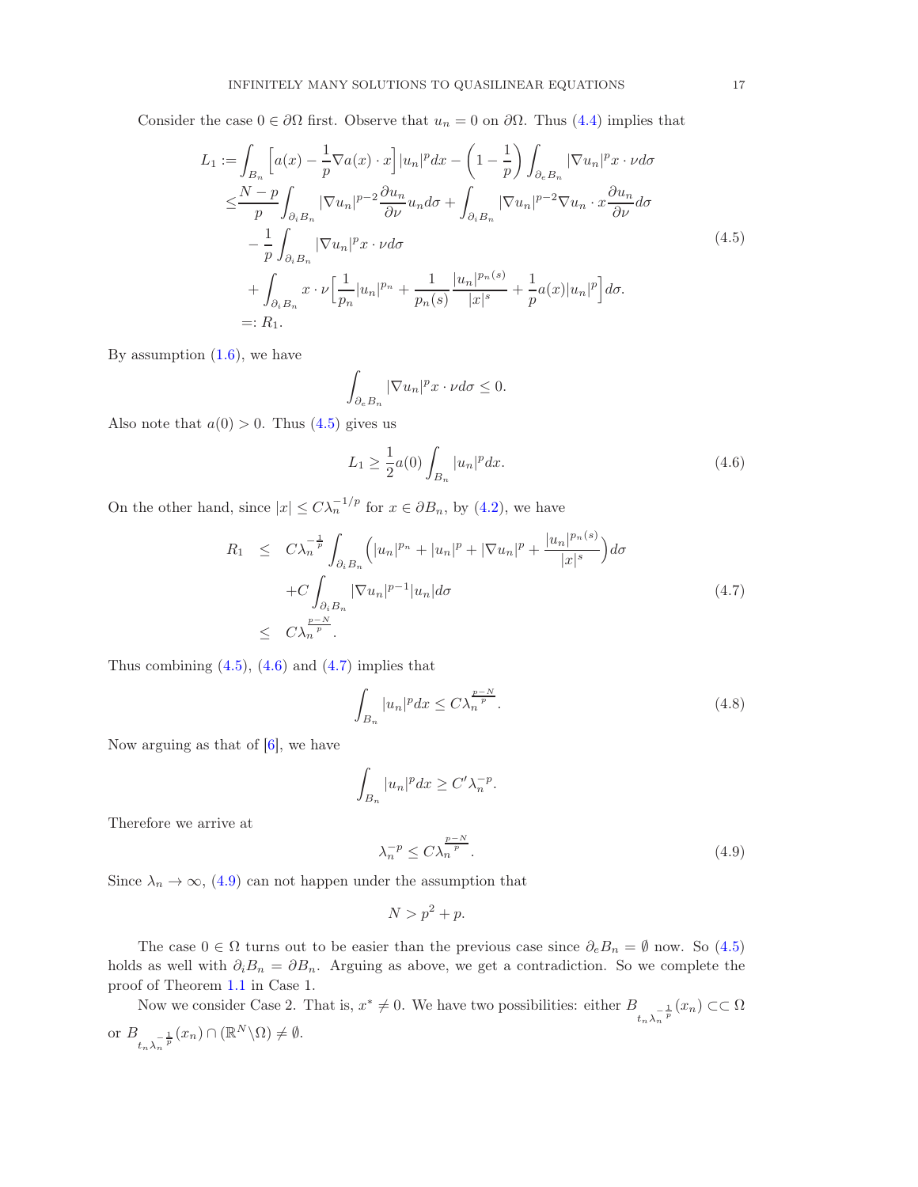Consider the case $0 \in \partial\Omega$ first. Observe that $u_n = 0$ on $\partial\Omega$. Thus (4.4) implies that

$$
\begin{aligned}
L_1 :=& \int_{B_n} \Big[a(x) - \frac{1}{p}\nabla a(x)\cdot x\Big]|u_n|^p dx - \left(1 - \frac{1}{p}\right)\int_{\partial_e B_n} |\nabla u_n|^p x\cdot \nu d\sigma \\
\leq& \frac{N-p}{p}\int_{\partial_i B_n} |\nabla u_n|^{p-2}\frac{\partial u_n}{\partial \nu} u_n d\sigma + \int_{\partial_i B_n} |\nabla u_n|^{p-2}\nabla u_n \cdot x \frac{\partial u_n}{\partial \nu} d\sigma \\
& - \frac{1}{p}\int_{\partial_i B_n} |\nabla u_n|^p x\cdot\nu d\sigma \\
& + \int_{\partial_i B_n} x\cdot\nu\Big[\frac{1}{p_n}|u_n|^{p_n} + \frac{1}{p_n(s)}\frac{|u_n|^{p_n(s)}}{|x|^s} + \frac{1}{p}a(x)|u_n|^p\Big] d\sigma. \\
=:& R_1.
\end{aligned}
\tag{4.5}
$$

By assumption (1.6), we have

$$
\int_{\partial_e B_n} |\nabla u_n|^p x\cdot\nu d\sigma \leq 0.
$$

Also note that $a(0) > 0$. Thus (4.5) gives us

$$
L_1 \geq \frac{1}{2}a(0)\int_{B_n} |u_n|^p dx. \tag{4.6}
$$

On the other hand, since $|x| \leq C\lambda_n^{-1/p}$ for $x \in \partial B_n$, by (4.2), we have

$$
\begin{aligned}
R_1 \;\leq\;& C\lambda_n^{-\frac{1}{p}}\int_{\partial_i B_n}\Big(|u_n|^{p_n} + |u_n|^p + |\nabla u_n|^p + \frac{|u_n|^{p_n(s)}}{|x|^s}\Big)d\sigma \\
& + C\int_{\partial_i B_n} |\nabla u_n|^{p-1}|u_n| d\sigma \\
\leq\;& C\lambda_n^{\frac{p-N}{p}}.
\end{aligned}
\tag{4.7}
$$

Thus combining (4.5), (4.6) and (4.7) implies that

$$
\int_{B_n} |u_n|^p dx \leq C\lambda_n^{\frac{p-N}{p}}. \tag{4.8}
$$

Now arguing as that of [6], we have

$$
\int_{B_n} |u_n|^p dx \geq C'\lambda_n^{-p}.
$$

Therefore we arrive at

$$
\lambda_n^{-p} \leq C\lambda_n^{\frac{p-N}{p}}. \tag{4.9}
$$

Since $\lambda_n \to \infty$, (4.9) can not happen under the assumption that

$$
N > p^2 + p.
$$

The case $0 \in \Omega$ turns out to be easier than the previous case since $\partial_e B_n = \emptyset$ now. So (4.5) holds as well with $\partial_i B_n = \partial B_n$. Arguing as above, we get a contradiction. So we complete the proof of Theorem 1.1 in Case 1.

Now we consider Case 2. That is, $x^* \neq 0$. We have two possibilities: either $B_{t_n\lambda_n^{-\frac{1}{p}}}(x_n) \subset\subset \Omega$ or $B_{t_n\lambda_n^{-\frac{1}{p}}}(x_n) \cap (\mathbb{R}^N\backslash\Omega) \neq \emptyset$.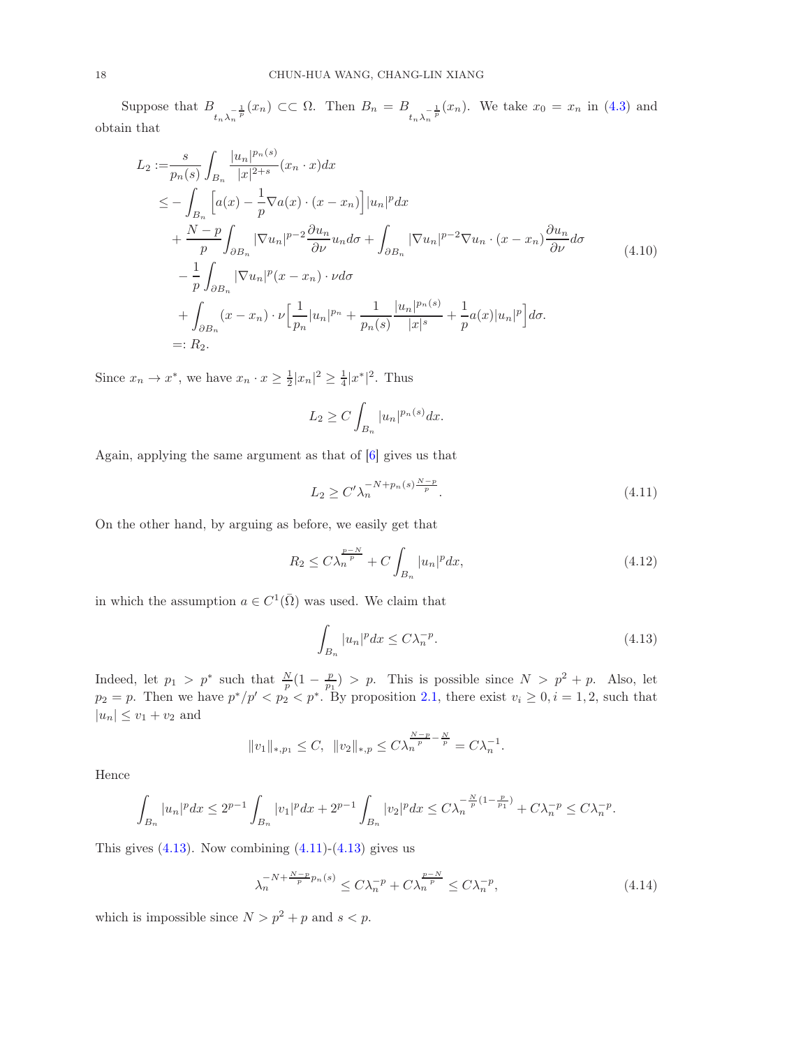Suppose that $B_{t_n\lambda_n^{-\frac{1}{p}}}(x_n) \subset\subset \Omega$. Then $B_n = B_{t_n\lambda_n^{-\frac{1}{p}}}(x_n)$. We take $x_0 = x_n$ in (4.3) and obtain that

$$
\begin{aligned}
L_2 :=& \frac{s}{p_n(s)} \int_{B_n} \frac{|u_n|^{p_n(s)}}{|x|^{2+s}} (x_n \cdot x) dx \\
\leq & - \int_{B_n} \Big[ a(x) - \frac{1}{p} \nabla a(x) \cdot (x - x_n) \Big] |u_n|^p dx \\
& + \frac{N-p}{p} \int_{\partial B_n} |\nabla u_n|^{p-2} \frac{\partial u_n}{\partial \nu} u_n d\sigma + \int_{\partial B_n} |\nabla u_n|^{p-2} \nabla u_n \cdot (x - x_n) \frac{\partial u_n}{\partial \nu} d\sigma \\
& - \frac{1}{p} \int_{\partial B_n} |\nabla u_n|^p (x - x_n) \cdot \nu d\sigma \\
& + \int_{\partial B_n} (x - x_n) \cdot \nu \Big[ \frac{1}{p_n} |u_n|^{p_n} + \frac{1}{p_n(s)} \frac{|u_n|^{p_n(s)}}{|x|^s} + \frac{1}{p} a(x) |u_n|^p \Big] d\sigma. \\
=:& R_2.
\end{aligned} \tag{4.10}
$$

Since $x_n \to x^*$, we have $x_n \cdot x \geq \frac{1}{2}|x_n|^2 \geq \frac{1}{4}|x^*|^2$. Thus

$$
L_2 \geq C \int_{B_n} |u_n|^{p_n(s)} dx.
$$

Again, applying the same argument as that of [6] gives us that

$$
L_2 \geq C' \lambda_n^{-N + p_n(s)\frac{N-p}{p}}. \tag{4.11}
$$

On the other hand, by arguing as before, we easily get that

$$
R_2 \leq C \lambda_n^{\frac{p-N}{p}} + C \int_{B_n} |u_n|^p dx, \tag{4.12}
$$

in which the assumption $a \in C^1(\bar{\Omega})$ was used. We claim that

$$
\int_{B_n} |u_n|^p dx \leq C \lambda_n^{-p}. \tag{4.13}
$$

Indeed, let $p_1 > p^*$ such that $\frac{N}{p}(1 - \frac{p}{p_1}) > p$. This is possible since $N > p^2 + p$. Also, let $p_2 = p$. Then we have $p^*/p' < p_2 < p^*$. By proposition 2.1, there exist $v_i \geq 0, i = 1, 2$, such that $|u_n| \leq v_1 + v_2$ and

$$
\|v_1\|_{*,p_1} \leq C, \ \ \|v_2\|_{*,p} \leq C \lambda_n^{\frac{N-p}{p} - \frac{N}{p}} = C \lambda_n^{-1}.
$$

Hence

$$
\int_{B_n} |u_n|^p dx \leq 2^{p-1} \int_{B_n} |v_1|^p dx + 2^{p-1} \int_{B_n} |v_2|^p dx \leq C \lambda_n^{-\frac{N}{p}(1 - \frac{p}{p_1})} + C \lambda_n^{-p} \leq C \lambda_n^{-p}.
$$

This gives (4.13). Now combining (4.11)-(4.13) gives us

$$
\lambda_n^{-N + \frac{N-p}{p} p_n(s)} \leq C \lambda_n^{-p} + C \lambda_n^{\frac{p-N}{p}} \leq C \lambda_n^{-p}, \tag{4.14}
$$

which is impossible since $N > p^2 + p$ and $s < p$.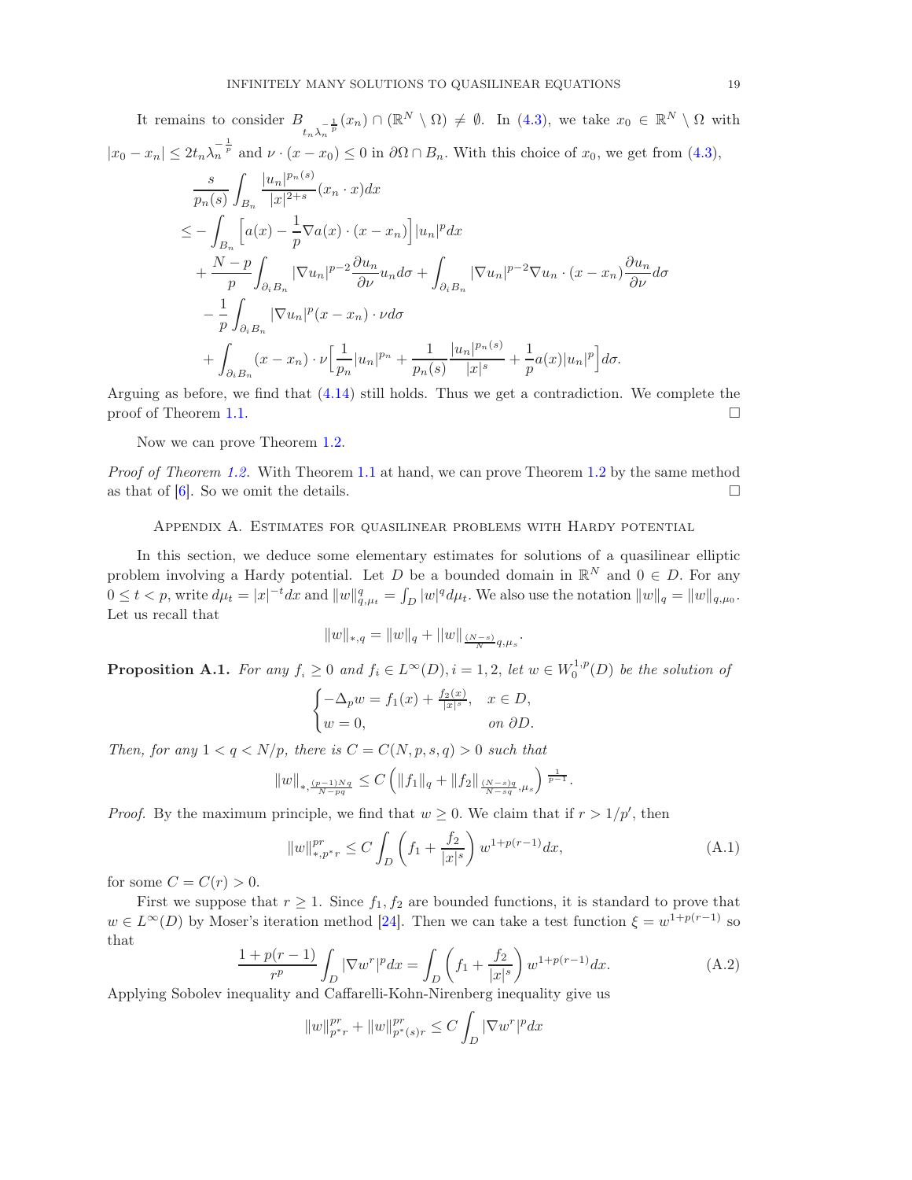It remains to consider $B_{t_n\lambda_n^{-\frac{1}{p}}}(x_n) \cap (\mathbb{R}^N \setminus \Omega) \neq \emptyset$. In (4.3), we take $x_0 \in \mathbb{R}^N \setminus \Omega$ with $|x_0 - x_n| \leq 2t_n\lambda_n^{-\frac{1}{p}}$ and $\nu \cdot (x - x_0) \leq 0$ in $\partial\Omega \cap B_n$. With this choice of $x_0$, we get from (4.3),

$$
\begin{aligned}
&\frac{s}{p_n(s)}\int_{B_n} \frac{|u_n|^{p_n(s)}}{|x|^{2+s}}(x_n \cdot x)dx \\
&\leq -\int_{B_n}\Big[a(x) - \frac{1}{p}\nabla a(x)\cdot(x - x_n)\Big]|u_n|^p dx \\
&\quad + \frac{N-p}{p}\int_{\partial_i B_n} |\nabla u_n|^{p-2}\frac{\partial u_n}{\partial \nu}u_n d\sigma + \int_{\partial_i B_n} |\nabla u_n|^{p-2}\nabla u_n \cdot (x - x_n)\frac{\partial u_n}{\partial \nu}d\sigma \\
&\quad - \frac{1}{p}\int_{\partial_i B_n} |\nabla u_n|^p (x - x_n)\cdot \nu d\sigma \\
&\quad + \int_{\partial_i B_n} (x - x_n)\cdot\nu\Big[\frac{1}{p_n}|u_n|^{p_n} + \frac{1}{p_n(s)}\frac{|u_n|^{p_n(s)}}{|x|^s} + \frac{1}{p}a(x)|u_n|^p\Big]d\sigma.
\end{aligned}
$$

Arguing as before, we find that (4.14) still holds. Thus we get a contradiction. We complete the proof of Theorem 1.1. $\square$

Now we can prove Theorem 1.2.

*Proof of Theorem 1.2.* With Theorem 1.1 at hand, we can prove Theorem 1.2 by the same method as that of [6]. So we omit the details. $\square$

## Appendix A. Estimates for quasilinear problems with Hardy potential

In this section, we deduce some elementary estimates for solutions of a quasilinear elliptic problem involving a Hardy potential. Let $D$ be a bounded domain in $\mathbb{R}^N$ and $0 \in D$. For any $0 \leq t < p$, write $d\mu_t = |x|^{-t}dx$ and $\|w\|_{q,\mu_t}^q = \int_D |w|^q d\mu_t$. We also use the notation $\|w\|_q = \|w\|_{q,\mu_0}$. Let us recall that

$$
\|w\|_{*,q} = \|w\|_q + ||w\|_{\frac{(N-s)}{N}q,\mu_s}.
$$

**Proposition A.1.** *For any $f_i \geq 0$ and $f_i \in L^\infty(D), i = 1, 2$, let $w \in W_0^{1,p}(D)$ be the solution of*

$$
\begin{cases}
-\Delta_p w = f_1(x) + \frac{f_2(x)}{|x|^s}, & x \in D,\\
w = 0, & on\ \partial D.
\end{cases}
$$

*Then, for any $1 < q < N/p$, there is $C = C(N, p, s, q) > 0$ such that*

$$
\|w\|_{*,\frac{(p-1)Nq}{N-pq}} \leq C\left(\|f_1\|_q + \|f_2\|_{\frac{(N-s)q}{N-sq},\mu_s}\right)^{\frac{1}{p-1}}.
$$

*Proof.* By the maximum principle, we find that $w \geq 0$. We claim that if $r > 1/p'$, then

$$
\|w\|_{*,p^*r}^{pr} \leq C\int_D\left(f_1 + \frac{f_2}{|x|^s}\right)w^{1+p(r-1)}dx, \tag{A.1}
$$

for some $C = C(r) > 0$.

First we suppose that $r \geq 1$. Since $f_1, f_2$ are bounded functions, it is standard to prove that $w \in L^\infty(D)$ by Moser's iteration method [24]. Then we can take a test function $\xi = w^{1+p(r-1)}$ so that

$$
\frac{1 + p(r-1)}{r^p}\int_D |\nabla w^r|^p dx = \int_D\left(f_1 + \frac{f_2}{|x|^s}\right)w^{1+p(r-1)}dx. \tag{A.2}
$$

Applying Sobolev inequality and Caffarelli-Kohn-Nirenberg inequality give us

$$
\|w\|_{p^*r}^{pr} + \|w\|_{p^*(s)r}^{pr} \leq C\int_D |\nabla w^r|^p dx
$$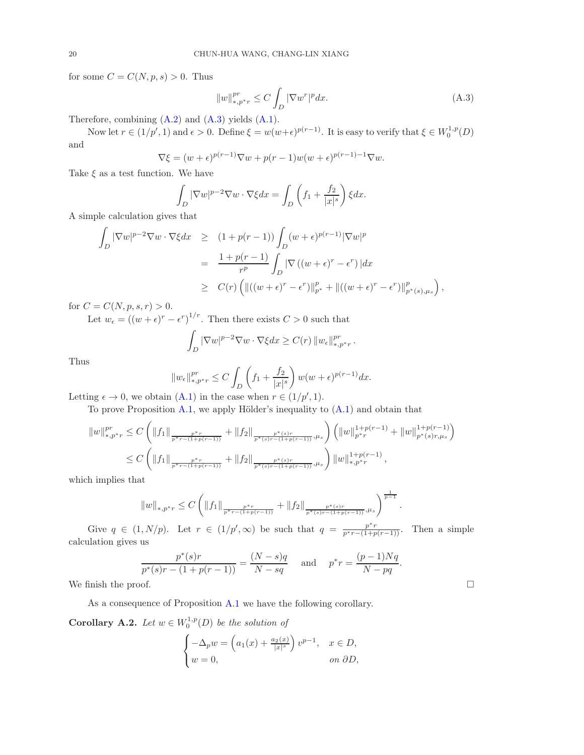for some $C = C(N, p, s) > 0$. Thus

$$\|w\|_{*,p^*r}^{pr} \leq C \int_D |\nabla w^r|^p dx. \tag{A.3}$$

Therefore, combining (A.2) and (A.3) yields (A.1).

Now let $r \in (1/p', 1)$ and $\epsilon > 0$. Define $\xi = w(w+\epsilon)^{p(r-1)}$. It is easy to verify that $\xi \in W_0^{1,p}(D)$ and

$$\nabla \xi = (w+\epsilon)^{p(r-1)} \nabla w + p(r-1) w (w+\epsilon)^{p(r-1)-1} \nabla w.$$

Take $\xi$ as a test function. We have

$$\int_D |\nabla w|^{p-2} \nabla w \cdot \nabla \xi dx = \int_D \left( f_1 + \frac{f_2}{|x|^s} \right) \xi dx.$$

A simple calculation gives that

$$\begin{aligned}
\int_D |\nabla w|^{p-2} \nabla w \cdot \nabla \xi dx &\geq (1 + p(r-1)) \int_D (w+\epsilon)^{p(r-1)} |\nabla w|^p \\
&= \frac{1 + p(r-1)}{r^p} \int_D |\nabla ((w+\epsilon)^r - \epsilon^r)| dx \\
&\geq C(r) \left( \|((w+\epsilon)^r - \epsilon^r)\|_{p^*}^p + \|((w+\epsilon)^r - \epsilon^r)\|_{p^*(s),\mu_s}^p \right),
\end{aligned}$$

for $C = C(N, p, s, r) > 0$.

Let $w_\epsilon = ((w+\epsilon)^r - \epsilon^r)^{1/r}$. Then there exists $C > 0$ such that

$$\int_D |\nabla w|^{p-2} \nabla w \cdot \nabla \xi dx \geq C(r) \|w_\epsilon\|_{*,p^*r}^{pr}.$$

Thus

$$\|w_\epsilon\|_{*,p^*r}^{pr} \leq C \int_D \left( f_1 + \frac{f_2}{|x|^s} \right) w(w+\epsilon)^{p(r-1)} dx.$$

Letting $\epsilon \to 0$, we obtain (A.1) in the case when $r \in (1/p', 1)$.

To prove Proposition A.1, we apply Hölder's inequality to (A.1) and obtain that

$$\begin{aligned}
\|w\|_{*,p^*r}^{pr} &\leq C \left( \|f_1\|_{\frac{p^*r}{p^*r-(1+p(r-1))}} + \|f_2\|_{\frac{p^*(s)r}{p^*(s)r-(1+p(r-1))},\mu_s} \right) \left( \|w\|_{p^*r}^{1+p(r-1)} + \|w\|_{p^*(s)r,\mu_s}^{1+p(r-1)} \right) \\
&\leq C \left( \|f_1\|_{\frac{p^*r}{p^*r-(1+p(r-1))}} + \|f_2\|_{\frac{p^*(s)r}{p^*(s)r-(1+p(r-1))},\mu_s} \right) \|w\|_{*,p^*r}^{1+p(r-1)},
\end{aligned}$$

which implies that

$$\|w\|_{*,p^*r} \leq C \left( \|f_1\|_{\frac{p^*r}{p^*r-(1+p(r-1))}} + \|f_2\|_{\frac{p^*(s)r}{p^*(s)r-(1+p(r-1))},\mu_s} \right)^{\frac{1}{p-1}}.$$

Give $q \in (1, N/p)$. Let $r \in (1/p', \infty)$ be such that $q = \frac{p^*r}{p^*r-(1+p(r-1))}$. Then a simple calculation gives us

$$\frac{p^*(s)r}{p^*(s)r - (1+p(r-1))} = \frac{(N-s)q}{N-sq} \quad \text{and} \quad p^*r = \frac{(p-1)Nq}{N-pq}.$$

We finish the proof. $\square$

As a consequence of Proposition A.1 we have the following corollary.

**Corollary A.2.** *Let $w \in W_0^{1,p}(D)$ be the solution of*

$$\begin{cases} -\Delta_p w = \left( a_1(x) + \frac{a_2(x)}{|x|^s} \right) v^{p-1}, & x \in D, \\ w = 0, & \text{on } \partial D, \end{cases}$$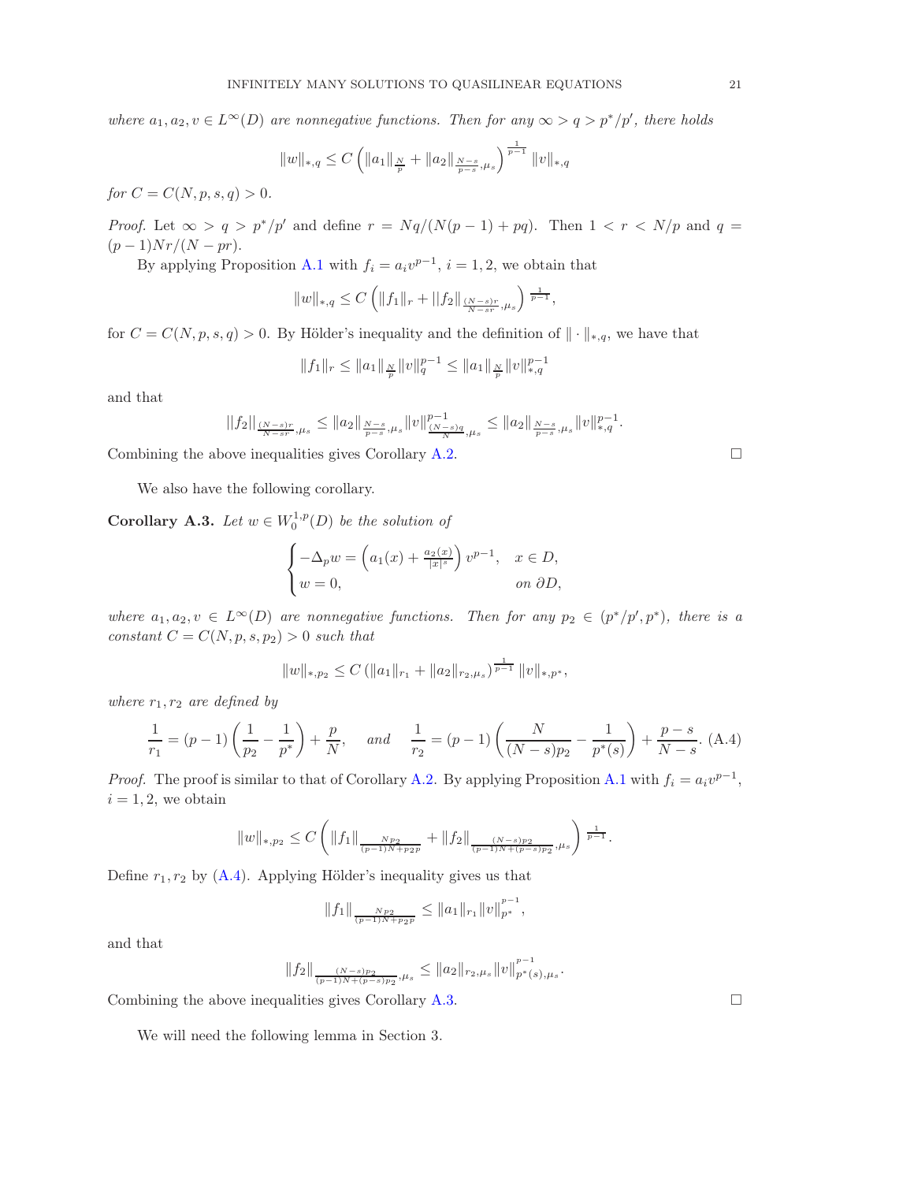*where $a_1, a_2, v \in L^\infty(D)$ are nonnegative functions. Then for any $\infty > q > p^*/p'$, there holds*

$$\|w\|_{*,q} \le C \left( \|a_1\|_{\frac{N}{p}} + \|a_2\|_{\frac{N-s}{p-s},\mu_s} \right)^{\frac{1}{p-1}} \|v\|_{*,q}$$

*for $C = C(N,p,s,q) > 0$.*

*Proof.* Let $\infty > q > p^*/p'$ and define $r = Nq/(N(p-1)+pq)$. Then $1 < r < N/p$ and $q = (p-1)Nr/(N-pr)$.

By applying Proposition A.1 with $f_i = a_i v^{p-1}$, $i = 1, 2$, we obtain that

$$\|w\|_{*,q} \le C \left( \|f_1\|_r + ||f_2||_{\frac{(N-s)r}{N-sr},\mu_s} \right)^{\frac{1}{p-1}},$$

for $C = C(N,p,s,q) > 0$. By Hölder's inequality and the definition of $\|\cdot\|_{*,q}$, we have that

$$\|f_1\|_r \le \|a_1\|_{\frac{N}{p}} \|v\|_q^{p-1} \le \|a_1\|_{\frac{N}{p}} \|v\|_{*,q}^{p-1}$$

and that

$$||f_2||_{\frac{(N-s)r}{N-sr},\mu_s} \le \|a_2\|_{\frac{N-s}{p-s},\mu_s} \|v\|^{p-1}_{\frac{(N-s)q}{N},\mu_s} \le \|a_2\|_{\frac{N-s}{p-s},\mu_s} \|v\|_{*,q}^{p-1}.$$

Combining the above inequalities gives Corollary A.2. $\square$

We also have the following corollary.

**Corollary A.3.** *Let $w \in W_0^{1,p}(D)$ be the solution of*

$$\begin{cases} -\Delta_p w = \left( a_1(x) + \frac{a_2(x)}{|x|^s} \right) v^{p-1}, & x \in D, \\ w = 0, & \text{on } \partial D, \end{cases}$$

*where $a_1, a_2, v \in L^\infty(D)$ are nonnegative functions. Then for any $p_2 \in (p^*/p', p^*)$, there is a constant $C = C(N,p,s,p_2) > 0$ such that*

$$\|w\|_{*,p_2} \le C \left( \|a_1\|_{r_1} + \|a_2\|_{r_2,\mu_s} \right)^{\frac{1}{p-1}} \|v\|_{*,p^*},$$

*where $r_1, r_2$ are defined by*

$$\frac{1}{r_1} = (p-1)\left( \frac{1}{p_2} - \frac{1}{p^*} \right) + \frac{p}{N}, \quad \text{and} \quad \frac{1}{r_2} = (p-1)\left( \frac{N}{(N-s)p_2} - \frac{1}{p^*(s)} \right) + \frac{p-s}{N-s}. \tag{A.4}$$

*Proof.* The proof is similar to that of Corollary A.2. By applying Proposition A.1 with $f_i = a_i v^{p-1}$, $i = 1, 2$, we obtain

$$\|w\|_{*,p_2} \le C \left( \|f_1\|_{\frac{Np_2}{(p-1)N+p_2 p}} + \|f_2\|_{\frac{(N-s)p_2}{(p-1)N+(p-s)p_2},\mu_s} \right)^{\frac{1}{p-1}}.$$

Define $r_1, r_2$ by (A.4). Applying Hölder's inequality gives us that

$$\|f_1\|_{\frac{Np_2}{(p-1)N+p_2 p}} \le \|a_1\|_{r_1} \|v\|_{p^*}^{p-1},$$

and that

$$\|f_2\|_{\frac{(N-s)p_2}{(p-1)N+(p-s)p_2},\mu_s} \le \|a_2\|_{r_2,\mu_s} \|v\|_{p^*(s),\mu_s}^{p-1}.$$

Combining the above inequalities gives Corollary A.3. $\square$

We will need the following lemma in Section 3.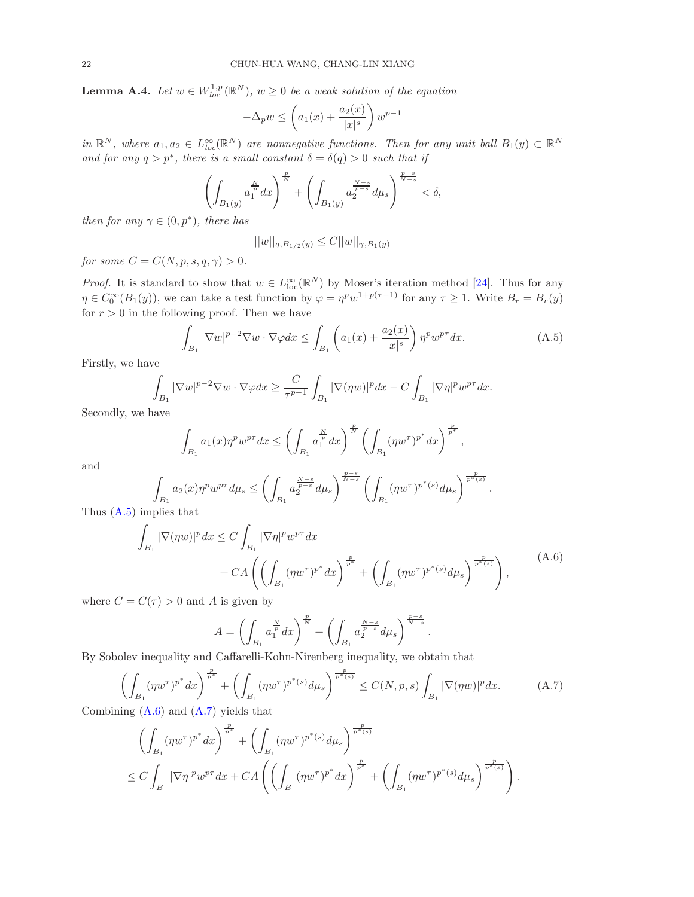**Lemma A.4.** *Let $w \in W^{1,p}_{loc}(\mathbb{R}^N)$, $w \geq 0$ be a weak solution of the equation*

$$-\Delta_p w \leq \left(a_1(x) + \frac{a_2(x)}{|x|^s}\right) w^{p-1}$$

*in $\mathbb{R}^N$, where $a_1, a_2 \in L^\infty_{loc}(\mathbb{R}^N)$ are nonnegative functions. Then for any unit ball $B_1(y) \subset \mathbb{R}^N$ and for any $q > p^*$, there is a small constant $\delta = \delta(q) > 0$ such that if*

$$\left(\int_{B_1(y)} a_1^{\frac{N}{p}} dx\right)^{\frac{p}{N}} + \left(\int_{B_1(y)} a_2^{\frac{N-s}{p-s}} d\mu_s\right)^{\frac{p-s}{N-s}} < \delta,$$

*then for any $\gamma \in (0, p^*)$, there has*

$$||w||_{q,B_{1/2}(y)} \leq C||w||_{\gamma,B_1(y)}$$

*for some $C = C(N, p, s, q, \gamma) > 0$.*

*Proof.* It is standard to show that $w \in L^\infty_{\rm loc}(\mathbb{R}^N)$ by Moser's iteration method [24]. Thus for any $\eta \in C_0^\infty(B_1(y))$, we can take a test function by $\varphi = \eta^p w^{1+p(\tau-1)}$ for any $\tau \geq 1$. Write $B_r = B_r(y)$ for $r > 0$ in the following proof. Then we have

$$\int_{B_1} |\nabla w|^{p-2} \nabla w \cdot \nabla \varphi dx \leq \int_{B_1} \left(a_1(x) + \frac{a_2(x)}{|x|^s}\right) \eta^p w^{p\tau} dx. \tag{A.5}$$

Firstly, we have

$$\int_{B_1} |\nabla w|^{p-2} \nabla w \cdot \nabla \varphi dx \geq \frac{C}{\tau^{p-1}} \int_{B_1} |\nabla(\eta w)|^p dx - C \int_{B_1} |\nabla \eta|^p w^{p\tau} dx.$$

Secondly, we have

$$\int_{B_1} a_1(x) \eta^p w^{p\tau} dx \leq \left(\int_{B_1} a_1^{\frac{N}{p}} dx\right)^{\frac{p}{N}} \left(\int_{B_1} (\eta w^\tau)^{p^*} dx\right)^{\frac{p}{p^*}},$$

and

$$\int_{B_1} a_2(x) \eta^p w^{p\tau} d\mu_s \leq \left(\int_{B_1} a_2^{\frac{N-s}{p-s}} d\mu_s\right)^{\frac{p-s}{N-s}} \left(\int_{B_1} (\eta w^\tau)^{p^*(s)} d\mu_s\right)^{\frac{p}{p^*(s)}}.$$

Thus (A.5) implies that

$$\begin{aligned}\int_{B_1} |\nabla(\eta w)|^p dx \leq\ & C \int_{B_1} |\nabla \eta|^p w^{p\tau} dx \\ & + CA\left(\left(\int_{B_1} (\eta w^\tau)^{p^*} dx\right)^{\frac{p}{p^*}} + \left(\int_{B_1} (\eta w^\tau)^{p^*(s)} d\mu_s\right)^{\frac{p}{p^*(s)}}\right),\end{aligned} \tag{A.6}$$

where $C = C(\tau) > 0$ and $A$ is given by

$$A = \left(\int_{B_1} a_1^{\frac{N}{p}} dx\right)^{\frac{p}{N}} + \left(\int_{B_1} a_2^{\frac{N-s}{p-s}} d\mu_s\right)^{\frac{p-s}{N-s}}.$$

By Sobolev inequality and Caffarelli-Kohn-Nirenberg inequality, we obtain that

$$\left(\int_{B_1} (\eta w^\tau)^{p^*} dx\right)^{\frac{p}{p^*}} + \left(\int_{B_1} (\eta w^\tau)^{p^*(s)} d\mu_s\right)^{\frac{p}{p^*(s)}} \leq C(N, p, s) \int_{B_1} |\nabla(\eta w)|^p dx. \tag{A.7}$$

Combining (A.6) and (A.7) yields that

$$\begin{aligned}&\left(\int_{B_1} (\eta w^\tau)^{p^*} dx\right)^{\frac{p}{p^*}} + \left(\int_{B_1} (\eta w^\tau)^{p^*(s)} d\mu_s\right)^{\frac{p}{p^*(s)}} \\ &\leq C \int_{B_1} |\nabla \eta|^p w^{p\tau} dx + CA\left(\left(\int_{B_1} (\eta w^\tau)^{p^*} dx\right)^{\frac{p}{p^*}} + \left(\int_{B_1} (\eta w^\tau)^{p^*(s)} d\mu_s\right)^{\frac{p}{p^*(s)}}\right).\end{aligned}$$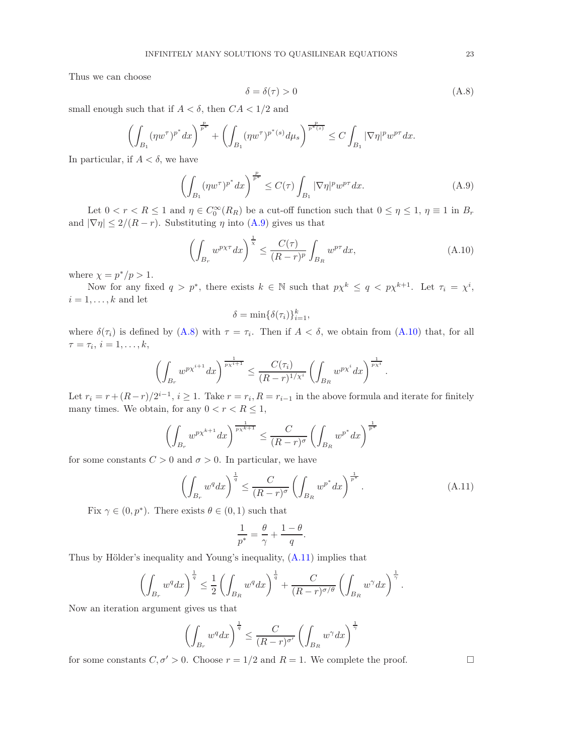Thus we can choose

$$\delta = \delta(\tau) > 0 \tag{A.8}$$

small enough such that if $A < \delta$, then $CA < 1/2$ and

$$\left( \int_{B_1} (\eta w^\tau)^{p^*} dx \right)^{\frac{p}{p^*}} + \left( \int_{B_1} (\eta w^\tau)^{p^*(s)} d\mu_s \right)^{\frac{p}{p^*(s)}} \le C \int_{B_1} |\nabla \eta|^p w^{p\tau} dx.$$

In particular, if $A < \delta$, we have

$$\left( \int_{B_1} (\eta w^\tau)^{p^*} dx \right)^{\frac{p}{p^*}} \le C(\tau) \int_{B_1} |\nabla \eta|^p w^{p\tau} dx. \tag{A.9}$$

Let $0 < r < R \le 1$ and $\eta \in C_0^\infty(R_R)$ be a cut-off function such that $0 \le \eta \le 1$, $\eta \equiv 1$ in $B_r$ and $|\nabla \eta| \le 2/(R-r)$. Substituting $\eta$ into (A.9) gives us that

$$\left( \int_{B_r} w^{p\chi\tau} dx \right)^{\frac{1}{\chi}} \le \frac{C(\tau)}{(R-r)^p} \int_{B_R} w^{p\tau} dx, \tag{A.10}$$

where $\chi = p^*/p > 1$.

Now for any fixed $q > p^*$, there exists $k \in \mathbb{N}$ such that $p\chi^k \le q < p\chi^{k+1}$. Let $\tau_i = \chi^i$, $i = 1, \ldots, k$ and let

$$\delta = \min\{\delta(\tau_i)\}_{i=1}^k,$$

where $\delta(\tau_i)$ is defined by (A.8) with $\tau = \tau_i$. Then if $A < \delta$, we obtain from (A.10) that, for all $\tau = \tau_i$, $i = 1, \ldots, k$,

$$\left( \int_{B_r} w^{p\chi^{i+1}} dx \right)^{\frac{1}{p\chi^{i+1}}} \le \frac{C(\tau_i)}{(R-r)^{1/\chi^i}} \left( \int_{B_R} w^{p\chi^i} dx \right)^{\frac{1}{p\chi^i}}.$$

Let $r_i = r + (R-r)/2^{i-1}$, $i \ge 1$. Take $r = r_i, R = r_{i-1}$ in the above formula and iterate for finitely many times. We obtain, for any $0 < r < R \le 1$,

$$\left( \int_{B_r} w^{p\chi^{k+1}} dx \right)^{\frac{1}{p\chi^{k+1}}} \le \frac{C}{(R-r)^\sigma} \left( \int_{B_R} w^{p^*} dx \right)^{\frac{1}{p^*}}$$

for some constants $C > 0$ and $\sigma > 0$. In particular, we have

$$\left( \int_{B_r} w^q dx \right)^{\frac{1}{q}} \le \frac{C}{(R-r)^\sigma} \left( \int_{B_R} w^{p^*} dx \right)^{\frac{1}{p^*}}. \tag{A.11}$$

Fix $\gamma \in (0, p^*)$. There exists $\theta \in (0,1)$ such that

$$\frac{1}{p^*} = \frac{\theta}{\gamma} + \frac{1-\theta}{q}.$$

Thus by Hölder's inequality and Young's inequality, (A.11) implies that

$$\left( \int_{B_r} w^q dx \right)^{\frac{1}{q}} \le \frac{1}{2} \left( \int_{B_R} w^q dx \right)^{\frac{1}{q}} + \frac{C}{(R-r)^{\sigma/\theta}} \left( \int_{B_R} w^\gamma dx \right)^{\frac{1}{\gamma}}.$$

Now an iteration argument gives us that

$$\left( \int_{B_r} w^q dx \right)^{\frac{1}{q}} \le \frac{C}{(R-r)^{\sigma'}} \left( \int_{B_R} w^\gamma dx \right)^{\frac{1}{\gamma}}$$

for some constants $C, \sigma' > 0$. Choose $r = 1/2$ and $R = 1$. We complete the proof. □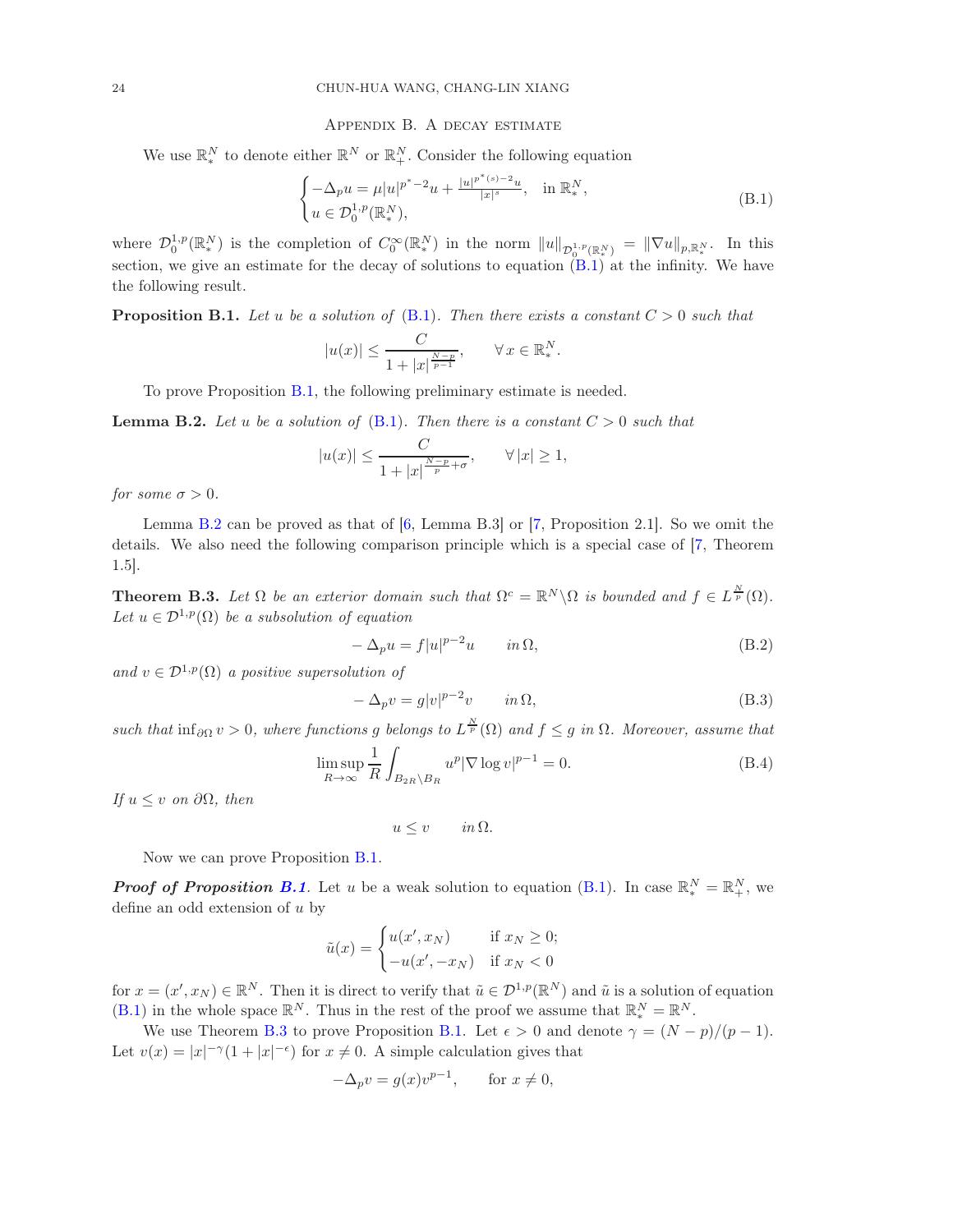## Appendix B. A decay estimate

We use $\mathbb{R}^N_*$ to denote either $\mathbb{R}^N$ or $\mathbb{R}^N_+$. Consider the following equation

$$
\begin{cases} -\Delta_p u = \mu |u|^{p^*-2}u + \frac{|u|^{p^*(s)-2}u}{|x|^s}, & \text{in } \mathbb{R}^N_*, \\ u \in \mathcal{D}^{1,p}_0(\mathbb{R}^N_*), \end{cases} \tag{B.1}
$$

where $\mathcal{D}^{1,p}_0(\mathbb{R}^N_*)$ is the completion of $C_0^\infty(\mathbb{R}^N_*)$ in the norm $\|u\|_{\mathcal{D}^{1,p}_0(\mathbb{R}^N_*)} = \|\nabla u\|_{p,\mathbb{R}^N_*}$. In this section, we give an estimate for the decay of solutions to equation (B.1) at the infinity. We have the following result.

**Proposition B.1.** *Let $u$ be a solution of (B.1). Then there exists a constant $C > 0$ such that*

$$
|u(x)| \le \frac{C}{1 + |x|^{\frac{N-p}{p-1}}}, \qquad \forall\, x \in \mathbb{R}^N_*.
$$

To prove Proposition B.1, the following preliminary estimate is needed.

**Lemma B.2.** *Let $u$ be a solution of (B.1). Then there is a constant $C > 0$ such that*

$$
|u(x)| \le \frac{C}{1 + |x|^{\frac{N-p}{p}+\sigma}}, \qquad \forall\, |x| \ge 1,
$$

*for some $\sigma > 0$.*

Lemma B.2 can be proved as that of [6, Lemma B.3] or [7, Proposition 2.1]. So we omit the details. We also need the following comparison principle which is a special case of [7, Theorem 1.5].

**Theorem B.3.** *Let $\Omega$ be an exterior domain such that $\Omega^c = \mathbb{R}^N \backslash \Omega$ is bounded and $f \in L^{\frac{N}{p}}(\Omega)$. Let $u \in \mathcal{D}^{1,p}(\Omega)$ be a subsolution of equation*

$$
-\Delta_p u = f|u|^{p-2}u \qquad \text{in } \Omega, \tag{B.2}
$$

*and $v \in \mathcal{D}^{1,p}(\Omega)$ a positive supersolution of*

$$
-\Delta_p v = g|v|^{p-2}v \qquad \text{in } \Omega, \tag{B.3}
$$

*such that $\inf_{\partial\Omega} v > 0$, where functions $g$ belongs to $L^{\frac{N}{p}}(\Omega)$ and $f \le g$ in $\Omega$. Moreover, assume that*

$$
\limsup_{R\to\infty} \frac{1}{R} \int_{B_{2R}\backslash B_R} u^p |\nabla \log v|^{p-1} = 0. \tag{B.4}
$$

*If $u \le v$ on $\partial\Omega$, then*

$$
u \le v \qquad \text{in } \Omega.
$$

Now we can prove Proposition B.1.

***Proof of Proposition B.1.*** Let $u$ be a weak solution to equation (B.1). In case $\mathbb{R}^N_* = \mathbb{R}^N_+$, we define an odd extension of $u$ by

$$
\tilde{u}(x) = \begin{cases} u(x', x_N) & \text{if } x_N \ge 0; \\ -u(x', -x_N) & \text{if } x_N < 0 \end{cases}
$$

for $x = (x', x_N) \in \mathbb{R}^N$. Then it is direct to verify that $\tilde{u} \in \mathcal{D}^{1,p}(\mathbb{R}^N)$ and $\tilde{u}$ is a solution of equation (B.1) in the whole space $\mathbb{R}^N$. Thus in the rest of the proof we assume that $\mathbb{R}^N_* = \mathbb{R}^N$.

We use Theorem B.3 to prove Proposition B.1. Let $\epsilon > 0$ and denote $\gamma = (N-p)/(p-1)$. Let $v(x) = |x|^{-\gamma}(1 + |x|^{-\epsilon})$ for $x \ne 0$. A simple calculation gives that

$$
-\Delta_p v = g(x) v^{p-1}, \qquad \text{for } x \ne 0,
$$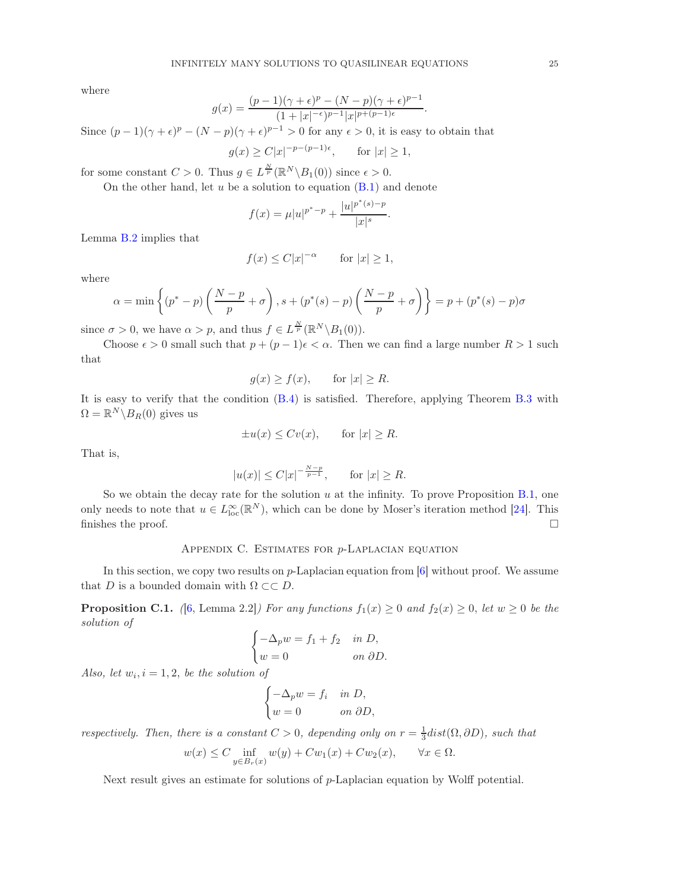where

$$g(x) = \frac{(p-1)(\gamma+\epsilon)^p - (N-p)(\gamma+\epsilon)^{p-1}}{(1+|x|^{-\epsilon})^{p-1}|x|^{p+(p-1)\epsilon}}.$$

Since $(p-1)(\gamma+\epsilon)^p - (N-p)(\gamma+\epsilon)^{p-1} > 0$ for any $\epsilon > 0$, it is easy to obtain that

$$g(x) \geq C|x|^{-p-(p-1)\epsilon}, \qquad \text{for } |x| \geq 1,$$

for some constant $C > 0$. Thus $g \in L^{\frac{N}{p}}(\mathbb{R}^N \backslash B_1(0))$ since $\epsilon > 0$.

On the other hand, let $u$ be a solution to equation (B.1) and denote

$$f(x) = \mu |u|^{p^*-p} + \frac{|u|^{p^*(s)-p}}{|x|^s}.$$

Lemma B.2 implies that

$$f(x) \leq C|x|^{-\alpha} \qquad \text{for } |x| \geq 1,$$

where

$$\alpha = \min\left\{(p^*-p)\left(\frac{N-p}{p}+\sigma\right), s+(p^*(s)-p)\left(\frac{N-p}{p}+\sigma\right)\right\} = p + (p^*(s)-p)\sigma$$

since $\sigma > 0$, we have $\alpha > p$, and thus $f \in L^{\frac{N}{p}}(\mathbb{R}^N \backslash B_1(0))$.

Choose $\epsilon > 0$ small such that $p + (p-1)\epsilon < \alpha$. Then we can find a large number $R > 1$ such that

$$g(x) \geq f(x), \qquad \text{for } |x| \geq R.$$

It is easy to verify that the condition (B.4) is satisfied. Therefore, applying Theorem B.3 with $\Omega = \mathbb{R}^N \backslash B_R(0)$ gives us

$$\pm u(x) \leq Cv(x), \qquad \text{for } |x| \geq R.$$

That is,

$$|u(x)| \leq C|x|^{-\frac{N-p}{p-1}}, \qquad \text{for } |x| \geq R.$$

So we obtain the decay rate for the solution $u$ at the infinity. To prove Proposition B.1, one only needs to note that $u \in L^\infty_{\text{loc}}(\mathbb{R}^N)$, which can be done by Moser's iteration method [24]. This finishes the proof. $\square$

## Appendix C. Estimates for $p$-Laplacian equation

In this section, we copy two results on $p$-Laplacian equation from [6] without proof. We assume that $D$ is a bounded domain with $\Omega \subset\subset D$.

**Proposition C.1.** *([6, Lemma 2.2]) For any functions $f_1(x) \geq 0$ and $f_2(x) \geq 0$, let $w \geq 0$ be the solution of*

$$\begin{cases} -\Delta_p w = f_1 + f_2 & \text{in } D, \\ w = 0 & \text{on } \partial D. \end{cases}$$

*Also, let $w_i, i = 1, 2$, be the solution of*

$$\begin{cases} -\Delta_p w = f_i & \text{in } D, \\ w = 0 & \text{on } \partial D, \end{cases}$$

*respectively. Then, there is a constant $C > 0$, depending only on $r = \frac{1}{3}dist(\Omega, \partial D)$, such that*

$$w(x) \leq C \inf_{y \in B_r(x)} w(y) + Cw_1(x) + Cw_2(x), \qquad \forall x \in \Omega.$$

Next result gives an estimate for solutions of $p$-Laplacian equation by Wolff potential.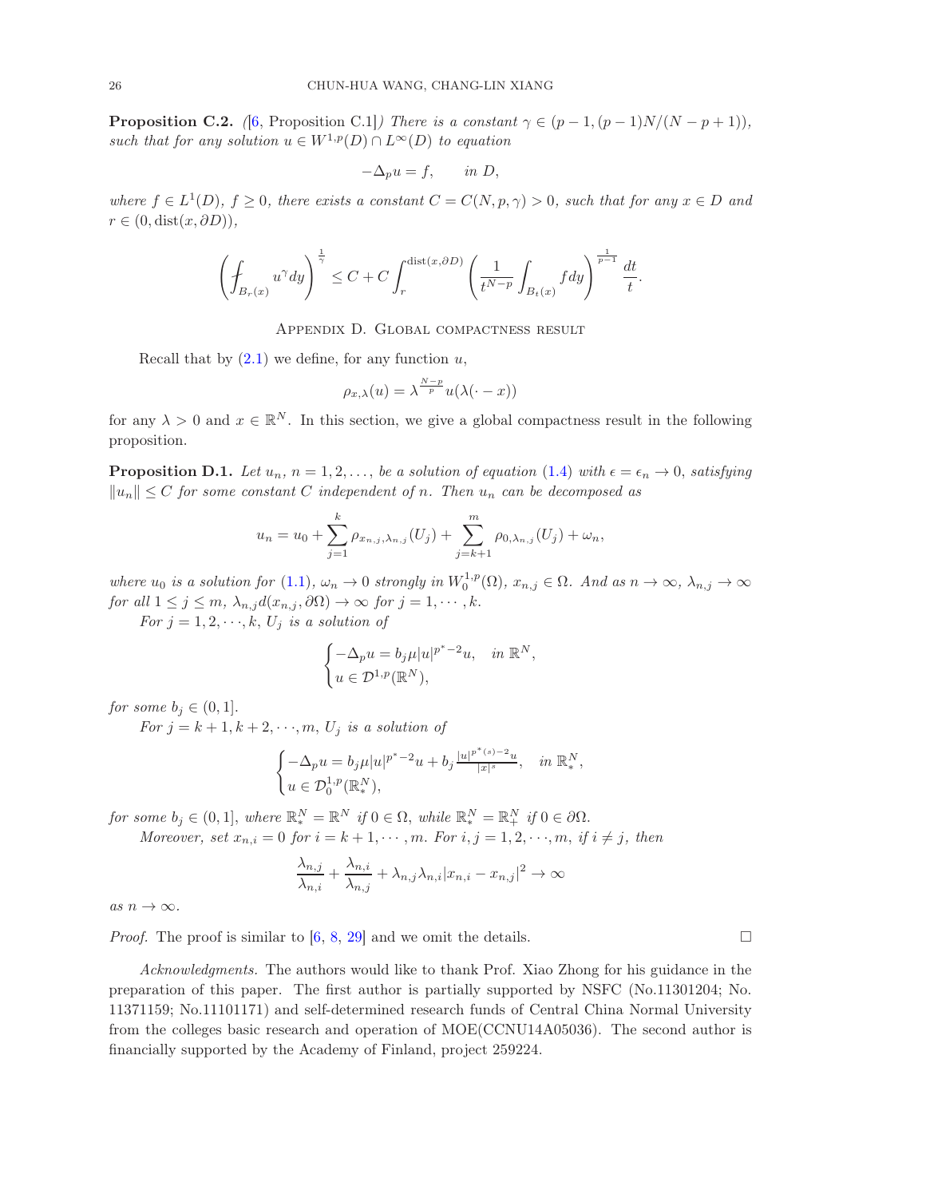**Proposition C.2.** *([6, Proposition C.1]) There is a constant $\gamma \in (p-1, (p-1)N/(N-p+1))$, such that for any solution $u \in W^{1,p}(D) \cap L^\infty(D)$ to equation*

$$-\Delta_p u = f, \qquad in\ D,$$

*where $f \in L^1(D)$, $f \geq 0$, there exists a constant $C = C(N, p, \gamma) > 0$, such that for any $x \in D$ and $r \in (0, \mathrm{dist}(x, \partial D))$,*

$$\left( \fint_{B_r(x)} u^\gamma dy \right)^{\frac{1}{\gamma}} \leq C + C \int_r^{\mathrm{dist}(x,\partial D)} \left( \frac{1}{t^{N-p}} \int_{B_t(x)} f dy \right)^{\frac{1}{p-1}} \frac{dt}{t}.$$

## Appendix D. Global compactness result

Recall that by (2.1) we define, for any function $u$,

$$\rho_{x,\lambda}(u) = \lambda^{\frac{N-p}{p}} u(\lambda(\cdot - x))$$

for any $\lambda > 0$ and $x \in \mathbb{R}^N$. In this section, we give a global compactness result in the following proposition.

**Proposition D.1.** *Let $u_n$, $n = 1, 2, \ldots$, be a solution of equation (1.4) with $\epsilon = \epsilon_n \to 0$, satisfying $\|u_n\| \leq C$ for some constant $C$ independent of $n$. Then $u_n$ can be decomposed as*

$$u_n = u_0 + \sum_{j=1}^{k} \rho_{x_{n,j},\lambda_{n,j}}(U_j) + \sum_{j=k+1}^{m} \rho_{0,\lambda_{n,j}}(U_j) + \omega_n,$$

*where $u_0$ is a solution for (1.1), $\omega_n \to 0$ strongly in $W_0^{1,p}(\Omega)$, $x_{n,j} \in \Omega$. And as $n \to \infty$, $\lambda_{n,j} \to \infty$ for all $1 \leq j \leq m$, $\lambda_{n,j} d(x_{n,j}, \partial\Omega) \to \infty$ for $j = 1, \cdots, k$.*

*For $j = 1, 2, \cdots, k$, $U_j$ is a solution of*

$$\begin{cases} -\Delta_p u = b_j \mu |u|^{p^*-2} u, & in\ \mathbb{R}^N, \\ u \in \mathcal{D}^{1,p}(\mathbb{R}^N), \end{cases}$$

*for some $b_j \in (0, 1]$.*

*For $j = k+1, k+2, \cdots, m$, $U_j$ is a solution of*

$$\begin{cases} -\Delta_p u = b_j \mu |u|^{p^*-2} u + b_j \frac{|u|^{p^*(s)-2} u}{|x|^s}, & in\ \mathbb{R}^N_*, \\ u \in \mathcal{D}_0^{1,p}(\mathbb{R}^N_*), \end{cases}$$

*for some $b_j \in (0, 1]$, where $\mathbb{R}^N_* = \mathbb{R}^N$ if $0 \in \Omega$, while $\mathbb{R}^N_* = \mathbb{R}^N_+$ if $0 \in \partial\Omega$.*

*Moreover, set $x_{n,i} = 0$ for $i = k+1, \cdots, m$. For $i, j = 1, 2, \cdots, m$, if $i \neq j$, then*

$$\frac{\lambda_{n,j}}{\lambda_{n,i}} + \frac{\lambda_{n,i}}{\lambda_{n,j}} + \lambda_{n,j}\lambda_{n,i} |x_{n,i} - x_{n,j}|^2 \to \infty$$

*as $n \to \infty$.*

*Proof.* The proof is similar to [6, 8, 29] and we omit the details. □

*Acknowledgments.* The authors would like to thank Prof. Xiao Zhong for his guidance in the preparation of this paper. The first author is partially supported by NSFC (No.11301204; No. 11371159; No.11101171) and self-determined research funds of Central China Normal University from the colleges basic research and operation of MOE(CCNU14A05036). The second author is financially supported by the Academy of Finland, project 259224.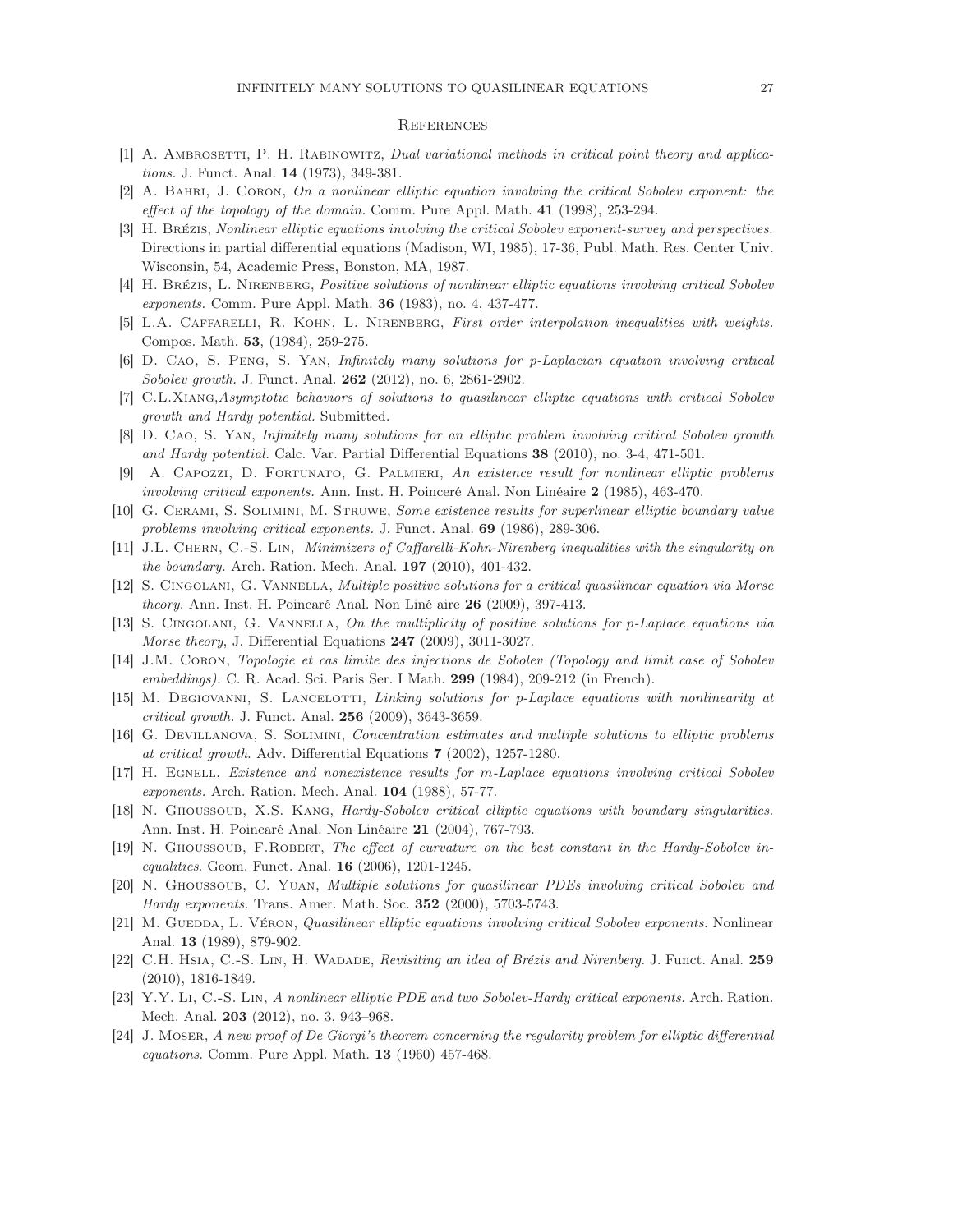## References

[1] A. Ambrosetti, P. H. Rabinowitz, *Dual variational methods in critical point theory and applications.* J. Funct. Anal. **14** (1973), 349-381.

[2] A. Bahri, J. Coron, *On a nonlinear elliptic equation involving the critical Sobolev exponent: the effect of the topology of the domain.* Comm. Pure Appl. Math. **41** (1998), 253-294.

[3] H. Brézis, *Nonlinear elliptic equations involving the critical Sobolev exponent-survey and perspectives.* Directions in partial differential equations (Madison, WI, 1985), 17-36, Publ. Math. Res. Center Univ. Wisconsin, 54, Academic Press, Bonston, MA, 1987.

[4] H. Brézis, L. Nirenberg, *Positive solutions of nonlinear elliptic equations involving critical Sobolev exponents.* Comm. Pure Appl. Math. **36** (1983), no. 4, 437-477.

[5] L.A. Caffarelli, R. Kohn, L. Nirenberg, *First order interpolation inequalities with weights.* Compos. Math. **53**, (1984), 259-275.

[6] D. Cao, S. Peng, S. Yan, *Infinitely many solutions for p-Laplacian equation involving critical Sobolev growth.* J. Funct. Anal. **262** (2012), no. 6, 2861-2902.

[7] C.L.Xiang,*Asymptotic behaviors of solutions to quasilinear elliptic equations with critical Sobolev growth and Hardy potential.* Submitted.

[8] D. Cao, S. Yan, *Infinitely many solutions for an elliptic problem involving critical Sobolev growth and Hardy potential.* Calc. Var. Partial Differential Equations **38** (2010), no. 3-4, 471-501.

[9] A. Capozzi, D. Fortunato, G. Palmieri, *An existence result for nonlinear elliptic problems involving critical exponents.* Ann. Inst. H. Poinceré Anal. Non Linéaire **2** (1985), 463-470.

[10] G. Cerami, S. Solimini, M. Struwe, *Some existence results for superlinear elliptic boundary value problems involving critical exponents.* J. Funct. Anal. **69** (1986), 289-306.

[11] J.L. Chern, C.-S. Lin, *Minimizers of Caffarelli-Kohn-Nirenberg inequalities with the singularity on the boundary.* Arch. Ration. Mech. Anal. **197** (2010), 401-432.

[12] S. Cingolani, G. Vannella, *Multiple positive solutions for a critical quasilinear equation via Morse theory.* Ann. Inst. H. Poincaré Anal. Non Liné aire **26** (2009), 397-413.

[13] S. Cingolani, G. Vannella, *On the multiplicity of positive solutions for p-Laplace equations via Morse theory*, J. Differential Equations **247** (2009), 3011-3027.

[14] J.M. Coron, *Topologie et cas limite des injections de Sobolev (Topology and limit case of Sobolev embeddings).* C. R. Acad. Sci. Paris Ser. I Math. **299** (1984), 209-212 (in French).

[15] M. Degiovanni, S. Lancelotti, *Linking solutions for p-Laplace equations with nonlinearity at critical growth.* J. Funct. Anal. **256** (2009), 3643-3659.

[16] G. Devillanova, S. Solimini, *Concentration estimates and multiple solutions to elliptic problems at critical growth*. Adv. Differential Equations **7** (2002), 1257-1280.

[17] H. Egnell, *Existence and nonexistence results for m-Laplace equations involving critical Sobolev exponents.* Arch. Ration. Mech. Anal. **104** (1988), 57-77.

[18] N. Ghoussoub, X.S. Kang, *Hardy-Sobolev critical elliptic equations with boundary singularities.* Ann. Inst. H. Poincaré Anal. Non Linéaire **21** (2004), 767-793.

[19] N. Ghoussoub, F.Robert, *The effect of curvature on the best constant in the Hardy-Sobolev inequalities*. Geom. Funct. Anal. **16** (2006), 1201-1245.

[20] N. Ghoussoub, C. Yuan, *Multiple solutions for quasilinear PDEs involving critical Sobolev and Hardy exponents.* Trans. Amer. Math. Soc. **352** (2000), 5703-5743.

[21] M. Guedda, L. Véron, *Quasilinear elliptic equations involving critical Sobolev exponents.* Nonlinear Anal. **13** (1989), 879-902.

[22] C.H. Hsia, C.-S. Lin, H. Wadade, *Revisiting an idea of Brézis and Nirenberg.* J. Funct. Anal. **259** (2010), 1816-1849.

[23] Y.Y. Li, C.-S. Lin, *A nonlinear elliptic PDE and two Sobolev-Hardy critical exponents.* Arch. Ration. Mech. Anal. **203** (2012), no. 3, 943–968.

[24] J. Moser, *A new proof of De Giorgi's theorem concerning the regularity problem for elliptic differential equations.* Comm. Pure Appl. Math. **13** (1960) 457-468.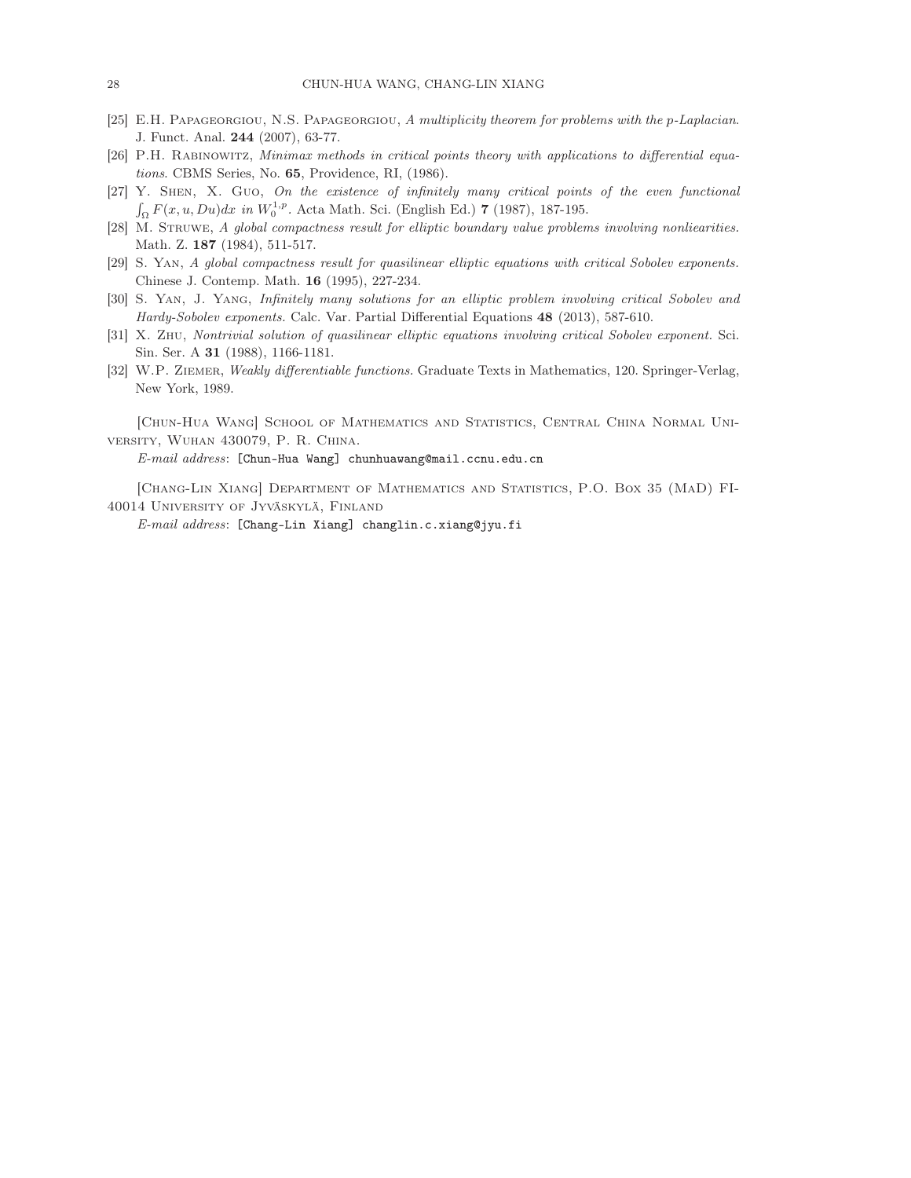[25] E.H. Papageorgiou, N.S. Papageorgiou, *A multiplicity theorem for problems with the p-Laplacian*. J. Funct. Anal. **244** (2007), 63-77.

[26] P.H. Rabinowitz, *Minimax methods in critical points theory with applications to differential equations*. CBMS Series, No. **65**, Providence, RI, (1986).

[27] Y. Shen, X. Guo, *On the existence of infinitely many critical points of the even functional* $\int_\Omega F(x,u,Du)dx$ *in* $W_0^{1,p}$. Acta Math. Sci. (English Ed.) **7** (1987), 187-195.

[28] M. Struwe, *A global compactness result for elliptic boundary value problems involving nonliearities.* Math. Z. **187** (1984), 511-517.

[29] S. Yan, *A global compactness result for quasilinear elliptic equations with critical Sobolev exponents.* Chinese J. Contemp. Math. **16** (1995), 227-234.

[30] S. Yan, J. Yang, *Infinitely many solutions for an elliptic problem involving critical Sobolev and Hardy-Sobolev exponents.* Calc. Var. Partial Differential Equations **48** (2013), 587-610.

[31] X. Zhu, *Nontrivial solution of quasilinear elliptic equations involving critical Sobolev exponent.* Sci. Sin. Ser. A **31** (1988), 1166-1181.

[32] W.P. Ziemer, *Weakly differentiable functions.* Graduate Texts in Mathematics, 120. Springer-Verlag, New York, 1989.

[Chun-Hua Wang] School of Mathematics and Statistics, Central China Normal University, Wuhan 430079, P. R. China.

*E-mail address*: [Chun-Hua Wang] chunhuawang@mail.ccnu.edu.cn

[Chang-Lin Xiang] Department of Mathematics and Statistics, P.O. Box 35 (MaD) FI-40014 University of Jyväskylä, Finland

*E-mail address*: [Chang-Lin Xiang] changlin.c.xiang@jyu.fi